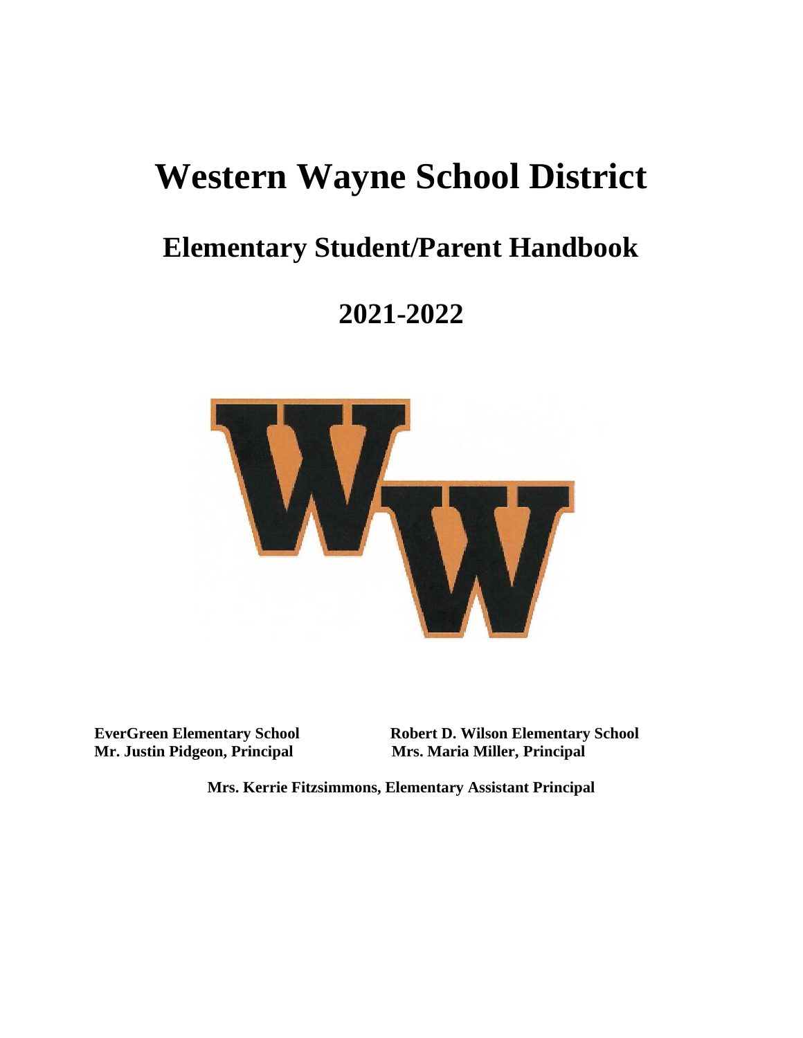# Western Wayne School District

## Elementary Student/Parent Handbook

## 2021-2022

**EverGreen Elementary School**
**Mr. Justin Pidgeon, Principal**

**Robert D. Wilson Elementary School**
**Mrs. Maria Miller, Principal**

**Mrs. Kerrie Fitzsimmons, Elementary Assistant Principal**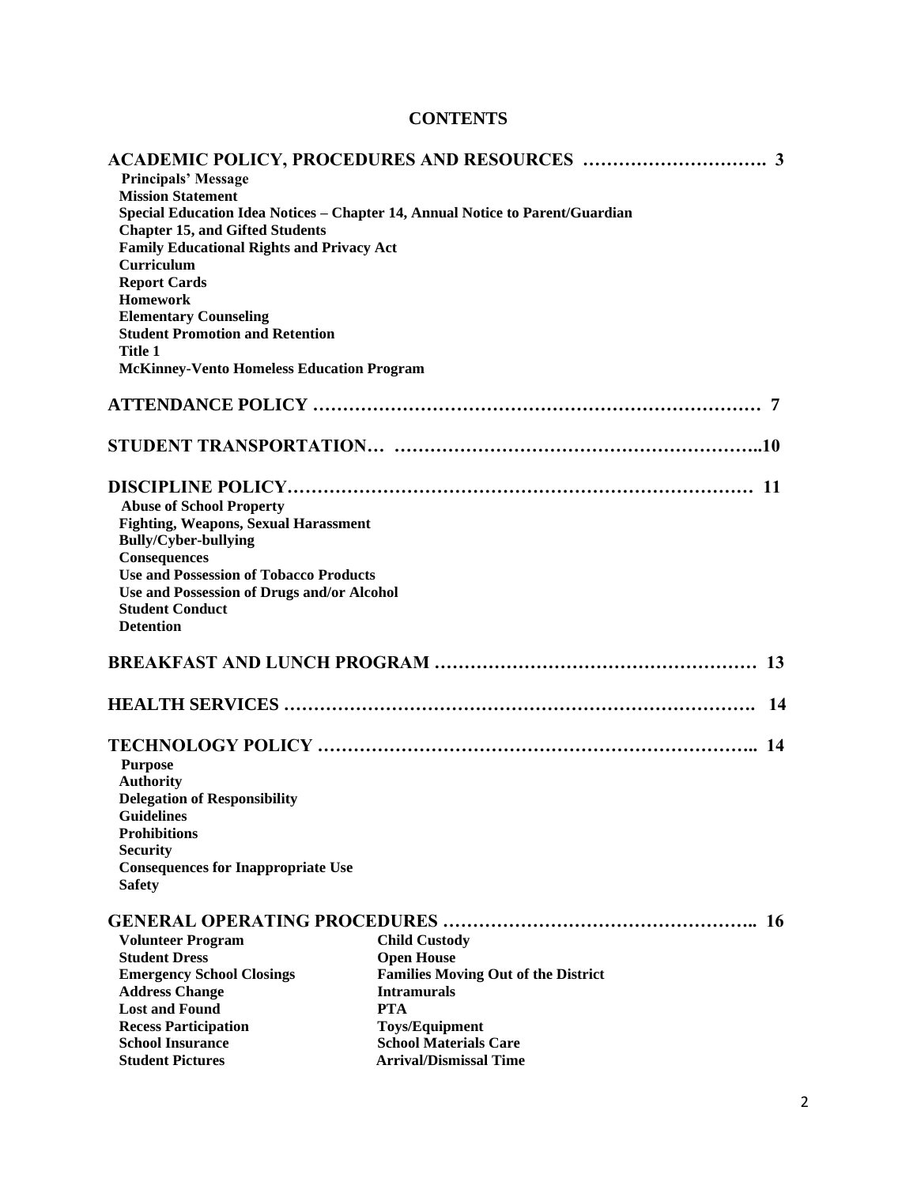# CONTENTS

**ACADEMIC POLICY, PROCEDURES AND RESOURCES …………………………. 3**

- **Principals' Message**
- **Mission Statement**
- **Special Education Idea Notices – Chapter 14, Annual Notice to Parent/Guardian**
- **Chapter 15, and Gifted Students**
- **Family Educational Rights and Privacy Act**
- **Curriculum**
- **Report Cards**
- **Homework**
- **Elementary Counseling**
- **Student Promotion and Retention**
- **Title 1**
- **McKinney-Vento Homeless Education Program**

**ATTENDANCE POLICY ……………………………………………………………… 7**

**STUDENT TRANSPORTATION… ……………………………………………………..10**

**DISCIPLINE POLICY………………………………………………………………… 11**

- **Abuse of School Property**
- **Fighting, Weapons, Sexual Harassment**
- **Bully/Cyber-bullying**
- **Consequences**
- **Use and Possession of Tobacco Products**
- **Use and Possession of Drugs and/or Alcohol**
- **Student Conduct**
- **Detention**

**BREAKFAST AND LUNCH PROGRAM …………………………………………… 13**

**HEALTH SERVICES ………………………………………………………………. 14**

**TECHNOLOGY POLICY ………………………………………………………….. 14**

- **Purpose**
- **Authority**
- **Delegation of Responsibility**
- **Guidelines**
- **Prohibitions**
- **Security**
- **Consequences for Inappropriate Use**
- **Safety**

**GENERAL OPERATING PROCEDURES ………………………………………….. 16**

- **Volunteer Program**
- **Student Dress**
- **Emergency School Closings**
- **Address Change**
- **Lost and Found**
- **Recess Participation**
- **School Insurance**
- **Student Pictures**
- **Child Custody**
- **Open House**
- **Families Moving Out of the District**
- **Intramurals**
- **PTA**
- **Toys/Equipment**
- **School Materials Care**
- **Arrival/Dismissal Time**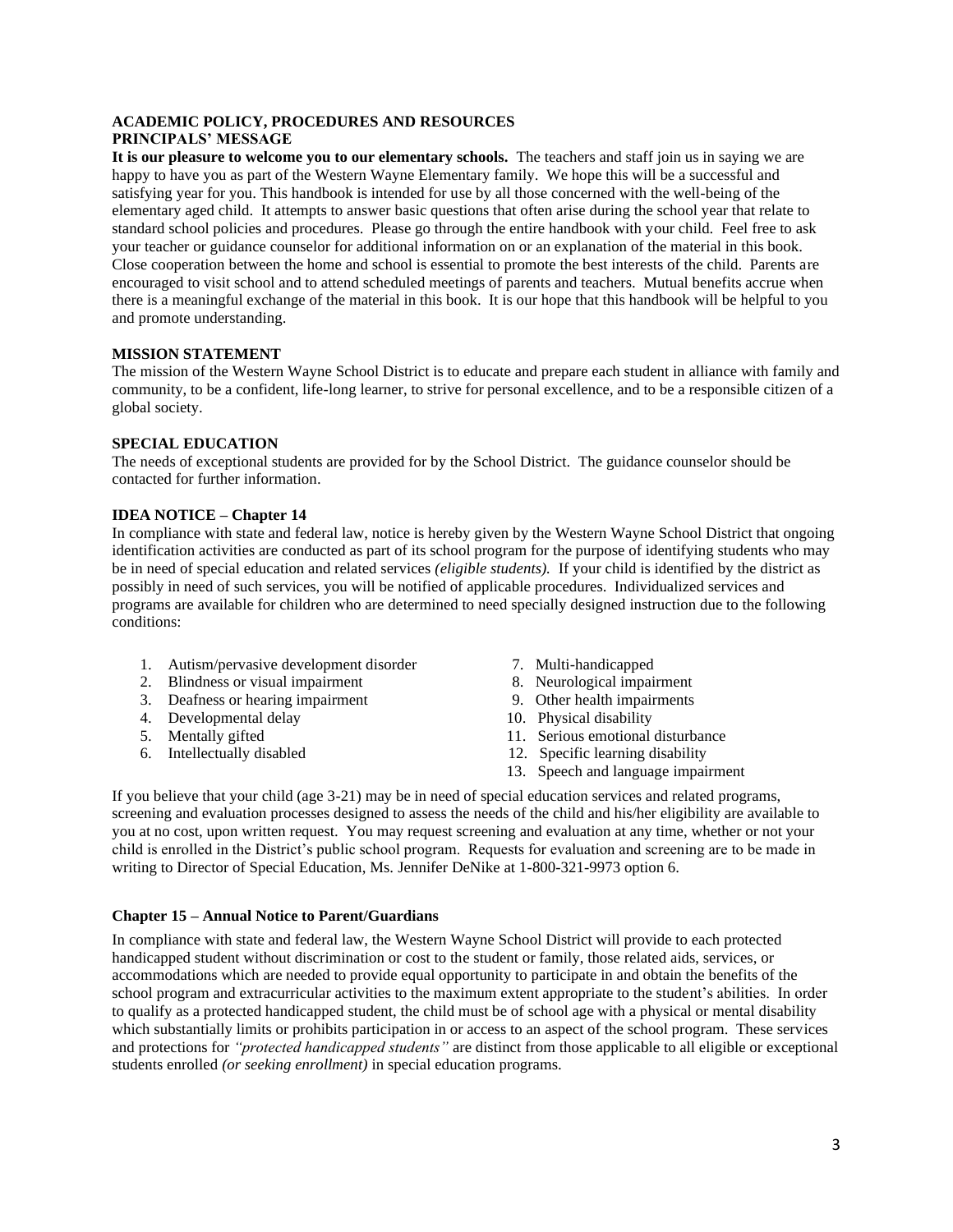## ACADEMIC POLICY, PROCEDURES AND RESOURCES

### PRINCIPALS' MESSAGE

**It is our pleasure to welcome you to our elementary schools.** The teachers and staff join us in saying we are happy to have you as part of the Western Wayne Elementary family. We hope this will be a successful and satisfying year for you. This handbook is intended for use by all those concerned with the well-being of the elementary aged child. It attempts to answer basic questions that often arise during the school year that relate to standard school policies and procedures. Please go through the entire handbook with your child. Feel free to ask your teacher or guidance counselor for additional information on or an explanation of the material in this book. Close cooperation between the home and school is essential to promote the best interests of the child. Parents are encouraged to visit school and to attend scheduled meetings of parents and teachers. Mutual benefits accrue when there is a meaningful exchange of the material in this book. It is our hope that this handbook will be helpful to you and promote understanding.

### MISSION STATEMENT

The mission of the Western Wayne School District is to educate and prepare each student in alliance with family and community, to be a confident, life-long learner, to strive for personal excellence, and to be a responsible citizen of a global society.

### SPECIAL EDUCATION

The needs of exceptional students are provided for by the School District. The guidance counselor should be contacted for further information.

### IDEA NOTICE – Chapter 14

In compliance with state and federal law, notice is hereby given by the Western Wayne School District that ongoing identification activities are conducted as part of its school program for the purpose of identifying students who may be in need of special education and related services *(eligible students).* If your child is identified by the district as possibly in need of such services, you will be notified of applicable procedures. Individualized services and programs are available for children who are determined to need specially designed instruction due to the following conditions:

1. Autism/pervasive development disorder
2. Blindness or visual impairment
3. Deafness or hearing impairment
4. Developmental delay
5. Mentally gifted
6. Intellectually disabled
7. Multi-handicapped
8. Neurological impairment
9. Other health impairments
10. Physical disability
11. Serious emotional disturbance
12. Specific learning disability
13. Speech and language impairment

If you believe that your child (age 3-21) may be in need of special education services and related programs, screening and evaluation processes designed to assess the needs of the child and his/her eligibility are available to you at no cost, upon written request. You may request screening and evaluation at any time, whether or not your child is enrolled in the District's public school program. Requests for evaluation and screening are to be made in writing to Director of Special Education, Ms. Jennifer DeNike at 1-800-321-9973 option 6.

### Chapter 15 – Annual Notice to Parent/Guardians

In compliance with state and federal law, the Western Wayne School District will provide to each protected handicapped student without discrimination or cost to the student or family, those related aids, services, or accommodations which are needed to provide equal opportunity to participate in and obtain the benefits of the school program and extracurricular activities to the maximum extent appropriate to the student's abilities. In order to qualify as a protected handicapped student, the child must be of school age with a physical or mental disability which substantially limits or prohibits participation in or access to an aspect of the school program. These services and protections for *"protected handicapped students"* are distinct from those applicable to all eligible or exceptional students enrolled *(or seeking enrollment)* in special education programs.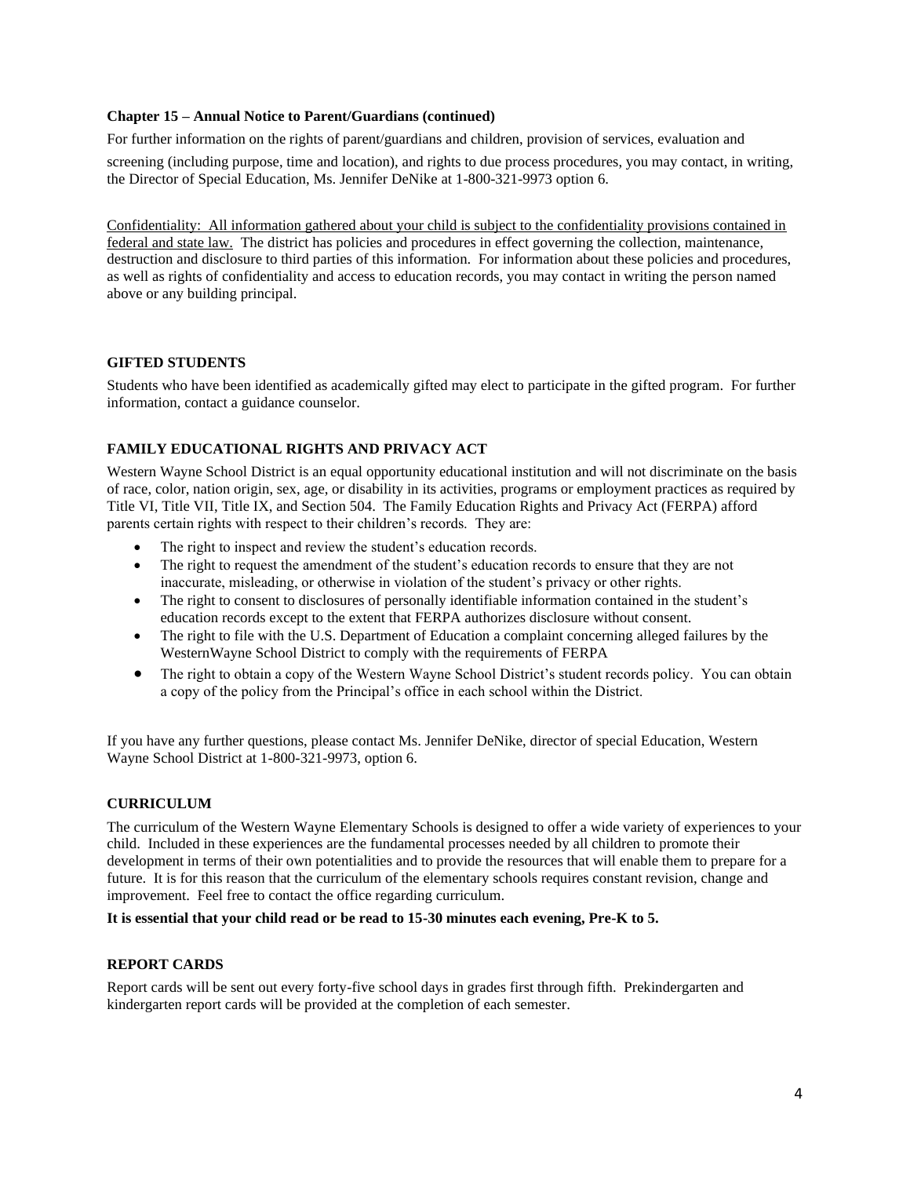**Chapter 15 – Annual Notice to Parent/Guardians (continued)**

For further information on the rights of parent/guardians and children, provision of services, evaluation and screening (including purpose, time and location), and rights to due process procedures, you may contact, in writing, the Director of Special Education, Ms. Jennifer DeNike at 1-800-321-9973 option 6.

<u>Confidentiality: All information gathered about your child is subject to the confidentiality provisions contained in federal and state law.</u> The district has policies and procedures in effect governing the collection, maintenance, destruction and disclosure to third parties of this information. For information about these policies and procedures, as well as rights of confidentiality and access to education records, you may contact in writing the person named above or any building principal.

## GIFTED STUDENTS

Students who have been identified as academically gifted may elect to participate in the gifted program. For further information, contact a guidance counselor.

## FAMILY EDUCATIONAL RIGHTS AND PRIVACY ACT

Western Wayne School District is an equal opportunity educational institution and will not discriminate on the basis of race, color, nation origin, sex, age, or disability in its activities, programs or employment practices as required by Title VI, Title VII, Title IX, and Section 504. The Family Education Rights and Privacy Act (FERPA) afford parents certain rights with respect to their children's records. They are:

- The right to inspect and review the student's education records.
- The right to request the amendment of the student's education records to ensure that they are not inaccurate, misleading, or otherwise in violation of the student's privacy or other rights.
- The right to consent to disclosures of personally identifiable information contained in the student's education records except to the extent that FERPA authorizes disclosure without consent.
- The right to file with the U.S. Department of Education a complaint concerning alleged failures by the WesternWayne School District to comply with the requirements of FERPA
- The right to obtain a copy of the Western Wayne School District's student records policy. You can obtain a copy of the policy from the Principal's office in each school within the District.

If you have any further questions, please contact Ms. Jennifer DeNike, director of special Education, Western Wayne School District at 1-800-321-9973, option 6.

## CURRICULUM

The curriculum of the Western Wayne Elementary Schools is designed to offer a wide variety of experiences to your child. Included in these experiences are the fundamental processes needed by all children to promote their development in terms of their own potentialities and to provide the resources that will enable them to prepare for a future. It is for this reason that the curriculum of the elementary schools requires constant revision, change and improvement. Feel free to contact the office regarding curriculum.

**It is essential that your child read or be read to 15-30 minutes each evening, Pre-K to 5.**

## REPORT CARDS

Report cards will be sent out every forty-five school days in grades first through fifth. Prekindergarten and kindergarten report cards will be provided at the completion of each semester.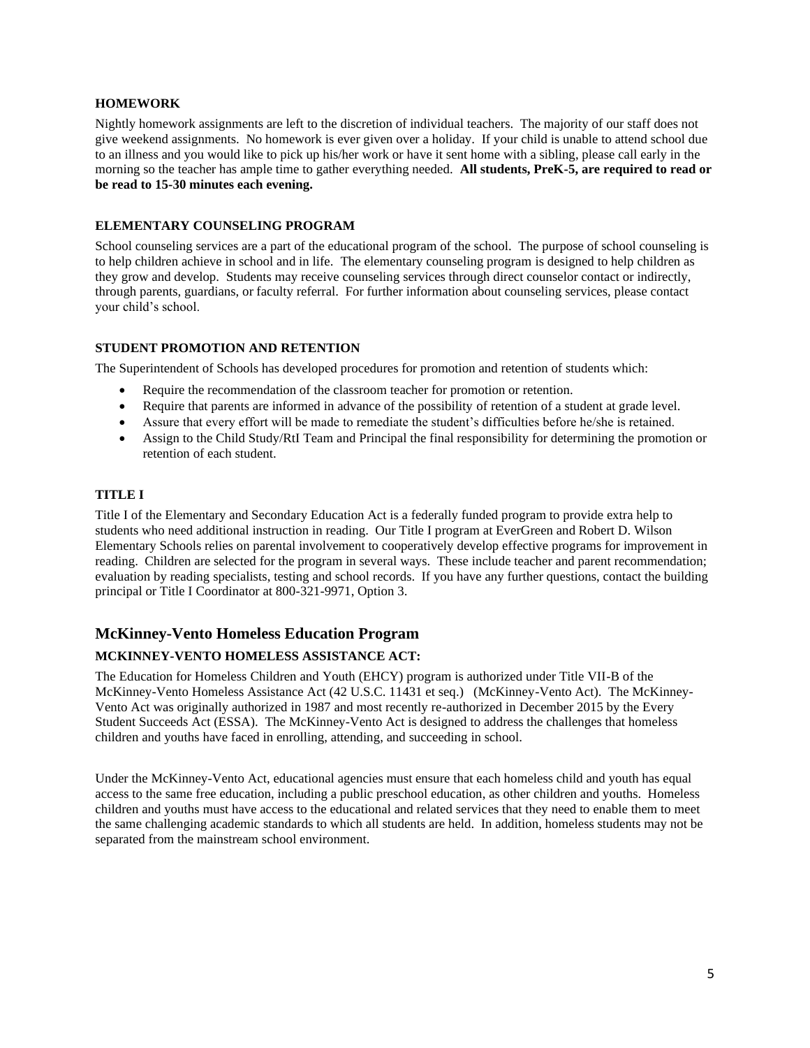### HOMEWORK

Nightly homework assignments are left to the discretion of individual teachers. The majority of our staff does not give weekend assignments. No homework is ever given over a holiday. If your child is unable to attend school due to an illness and you would like to pick up his/her work or have it sent home with a sibling, please call early in the morning so the teacher has ample time to gather everything needed. **All students, PreK-5, are required to read or be read to 15-30 minutes each evening.**

### ELEMENTARY COUNSELING PROGRAM

School counseling services are a part of the educational program of the school. The purpose of school counseling is to help children achieve in school and in life. The elementary counseling program is designed to help children as they grow and develop. Students may receive counseling services through direct counselor contact or indirectly, through parents, guardians, or faculty referral. For further information about counseling services, please contact your child's school.

### STUDENT PROMOTION AND RETENTION

The Superintendent of Schools has developed procedures for promotion and retention of students which:

- Require the recommendation of the classroom teacher for promotion or retention.
- Require that parents are informed in advance of the possibility of retention of a student at grade level.
- Assure that every effort will be made to remediate the student's difficulties before he/she is retained.
- Assign to the Child Study/RtI Team and Principal the final responsibility for determining the promotion or retention of each student.

### TITLE I

Title I of the Elementary and Secondary Education Act is a federally funded program to provide extra help to students who need additional instruction in reading. Our Title I program at EverGreen and Robert D. Wilson Elementary Schools relies on parental involvement to cooperatively develop effective programs for improvement in reading. Children are selected for the program in several ways. These include teacher and parent recommendation; evaluation by reading specialists, testing and school records. If you have any further questions, contact the building principal or Title I Coordinator at 800-321-9971, Option 3.

## McKinney-Vento Homeless Education Program

### MCKINNEY-VENTO HOMELESS ASSISTANCE ACT:

The Education for Homeless Children and Youth (EHCY) program is authorized under Title VII-B of the McKinney-Vento Homeless Assistance Act (42 U.S.C. 11431 et seq.) (McKinney-Vento Act). The McKinney-Vento Act was originally authorized in 1987 and most recently re-authorized in December 2015 by the Every Student Succeeds Act (ESSA). The McKinney-Vento Act is designed to address the challenges that homeless children and youths have faced in enrolling, attending, and succeeding in school.

Under the McKinney-Vento Act, educational agencies must ensure that each homeless child and youth has equal access to the same free education, including a public preschool education, as other children and youths. Homeless children and youths must have access to the educational and related services that they need to enable them to meet the same challenging academic standards to which all students are held. In addition, homeless students may not be separated from the mainstream school environment.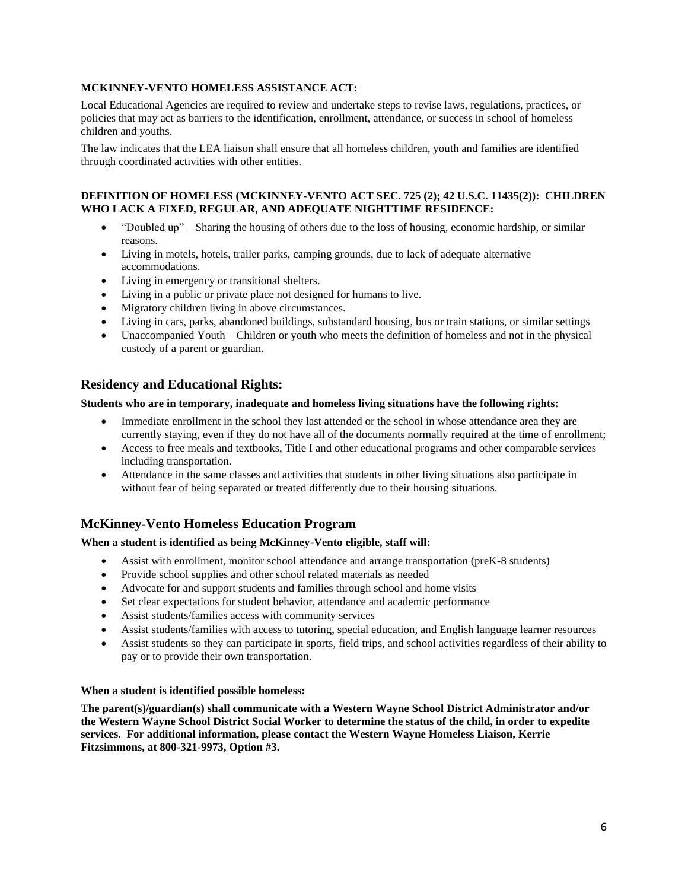**MCKINNEY-VENTO HOMELESS ASSISTANCE ACT:**

Local Educational Agencies are required to review and undertake steps to revise laws, regulations, practices, or policies that may act as barriers to the identification, enrollment, attendance, or success in school of homeless children and youths.

The law indicates that the LEA liaison shall ensure that all homeless children, youth and families are identified through coordinated activities with other entities.

**DEFINITION OF HOMELESS (MCKINNEY-VENTO ACT SEC. 725 (2); 42 U.S.C. 11435(2)): CHILDREN WHO LACK A FIXED, REGULAR, AND ADEQUATE NIGHTTIME RESIDENCE:**

- "Doubled up" – Sharing the housing of others due to the loss of housing, economic hardship, or similar reasons.
- Living in motels, hotels, trailer parks, camping grounds, due to lack of adequate alternative accommodations.
- Living in emergency or transitional shelters.
- Living in a public or private place not designed for humans to live.
- Migratory children living in above circumstances.
- Living in cars, parks, abandoned buildings, substandard housing, bus or train stations, or similar settings
- Unaccompanied Youth – Children or youth who meets the definition of homeless and not in the physical custody of a parent or guardian.

## Residency and Educational Rights:

**Students who are in temporary, inadequate and homeless living situations have the following rights:**

- Immediate enrollment in the school they last attended or the school in whose attendance area they are currently staying, even if they do not have all of the documents normally required at the time of enrollment;
- Access to free meals and textbooks, Title I and other educational programs and other comparable services including transportation.
- Attendance in the same classes and activities that students in other living situations also participate in without fear of being separated or treated differently due to their housing situations.

## McKinney-Vento Homeless Education Program

**When a student is identified as being McKinney-Vento eligible, staff will:**

- Assist with enrollment, monitor school attendance and arrange transportation (preK-8 students)
- Provide school supplies and other school related materials as needed
- Advocate for and support students and families through school and home visits
- Set clear expectations for student behavior, attendance and academic performance
- Assist students/families access with community services
- Assist students/families with access to tutoring, special education, and English language learner resources
- Assist students so they can participate in sports, field trips, and school activities regardless of their ability to pay or to provide their own transportation.

**When a student is identified possible homeless:**

**The parent(s)/guardian(s) shall communicate with a Western Wayne School District Administrator and/or the Western Wayne School District Social Worker to determine the status of the child, in order to expedite services. For additional information, please contact the Western Wayne Homeless Liaison, Kerrie Fitzsimmons, at 800-321-9973, Option #3.**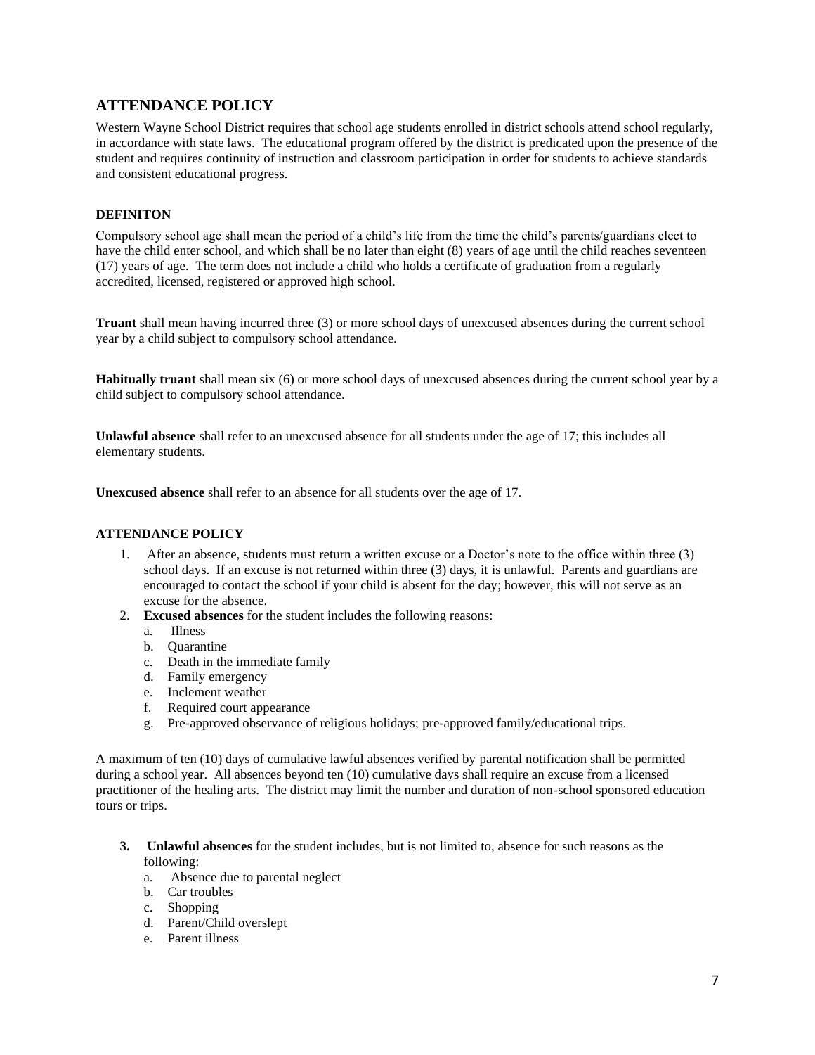## ATTENDANCE POLICY

Western Wayne School District requires that school age students enrolled in district schools attend school regularly, in accordance with state laws. The educational program offered by the district is predicated upon the presence of the student and requires continuity of instruction and classroom participation in order for students to achieve standards and consistent educational progress.

### DEFINITON

Compulsory school age shall mean the period of a child's life from the time the child's parents/guardians elect to have the child enter school, and which shall be no later than eight (8) years of age until the child reaches seventeen (17) years of age. The term does not include a child who holds a certificate of graduation from a regularly accredited, licensed, registered or approved high school.

**Truant** shall mean having incurred three (3) or more school days of unexcused absences during the current school year by a child subject to compulsory school attendance.

**Habitually truant** shall mean six (6) or more school days of unexcused absences during the current school year by a child subject to compulsory school attendance.

**Unlawful absence** shall refer to an unexcused absence for all students under the age of 17; this includes all elementary students.

**Unexcused absence** shall refer to an absence for all students over the age of 17.

### ATTENDANCE POLICY

1. After an absence, students must return a written excuse or a Doctor's note to the office within three (3) school days. If an excuse is not returned within three (3) days, it is unlawful. Parents and guardians are encouraged to contact the school if your child is absent for the day; however, this will not serve as an excuse for the absence.
2. **Excused absences** for the student includes the following reasons:
   a. Illness
   b. Quarantine
   c. Death in the immediate family
   d. Family emergency
   e. Inclement weather
   f. Required court appearance
   g. Pre-approved observance of religious holidays; pre-approved family/educational trips.

A maximum of ten (10) days of cumulative lawful absences verified by parental notification shall be permitted during a school year. All absences beyond ten (10) cumulative days shall require an excuse from a licensed practitioner of the healing arts. The district may limit the number and duration of non-school sponsored education tours or trips.

3. **Unlawful absences** for the student includes, but is not limited to, absence for such reasons as the following:
   a. Absence due to parental neglect
   b. Car troubles
   c. Shopping
   d. Parent/Child overslept
   e. Parent illness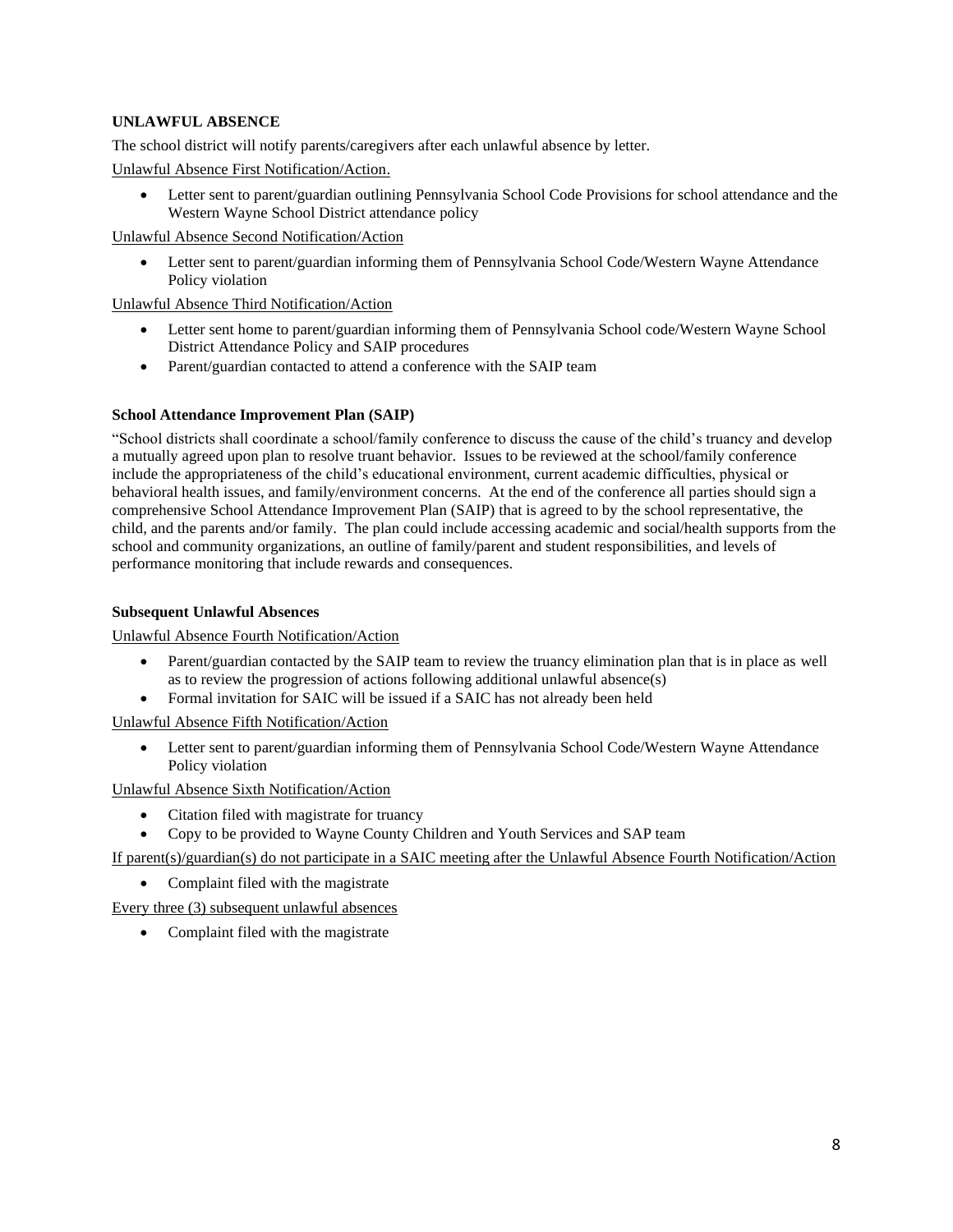**UNLAWFUL ABSENCE**

The school district will notify parents/caregivers after each unlawful absence by letter.

Unlawful Absence First Notification/Action.

- Letter sent to parent/guardian outlining Pennsylvania School Code Provisions for school attendance and the Western Wayne School District attendance policy

Unlawful Absence Second Notification/Action

- Letter sent to parent/guardian informing them of Pennsylvania School Code/Western Wayne Attendance Policy violation

Unlawful Absence Third Notification/Action

- Letter sent home to parent/guardian informing them of Pennsylvania School code/Western Wayne School District Attendance Policy and SAIP procedures
- Parent/guardian contacted to attend a conference with the SAIP team

**School Attendance Improvement Plan (SAIP)**

"School districts shall coordinate a school/family conference to discuss the cause of the child's truancy and develop a mutually agreed upon plan to resolve truant behavior. Issues to be reviewed at the school/family conference include the appropriateness of the child's educational environment, current academic difficulties, physical or behavioral health issues, and family/environment concerns. At the end of the conference all parties should sign a comprehensive School Attendance Improvement Plan (SAIP) that is agreed to by the school representative, the child, and the parents and/or family. The plan could include accessing academic and social/health supports from the school and community organizations, an outline of family/parent and student responsibilities, and levels of performance monitoring that include rewards and consequences.

**Subsequent Unlawful Absences**

Unlawful Absence Fourth Notification/Action

- Parent/guardian contacted by the SAIP team to review the truancy elimination plan that is in place as well as to review the progression of actions following additional unlawful absence(s)
- Formal invitation for SAIC will be issued if a SAIC has not already been held

Unlawful Absence Fifth Notification/Action

- Letter sent to parent/guardian informing them of Pennsylvania School Code/Western Wayne Attendance Policy violation

Unlawful Absence Sixth Notification/Action

- Citation filed with magistrate for truancy
- Copy to be provided to Wayne County Children and Youth Services and SAP team

If parent(s)/guardian(s) do not participate in a SAIC meeting after the Unlawful Absence Fourth Notification/Action

- Complaint filed with the magistrate

Every three (3) subsequent unlawful absences

- Complaint filed with the magistrate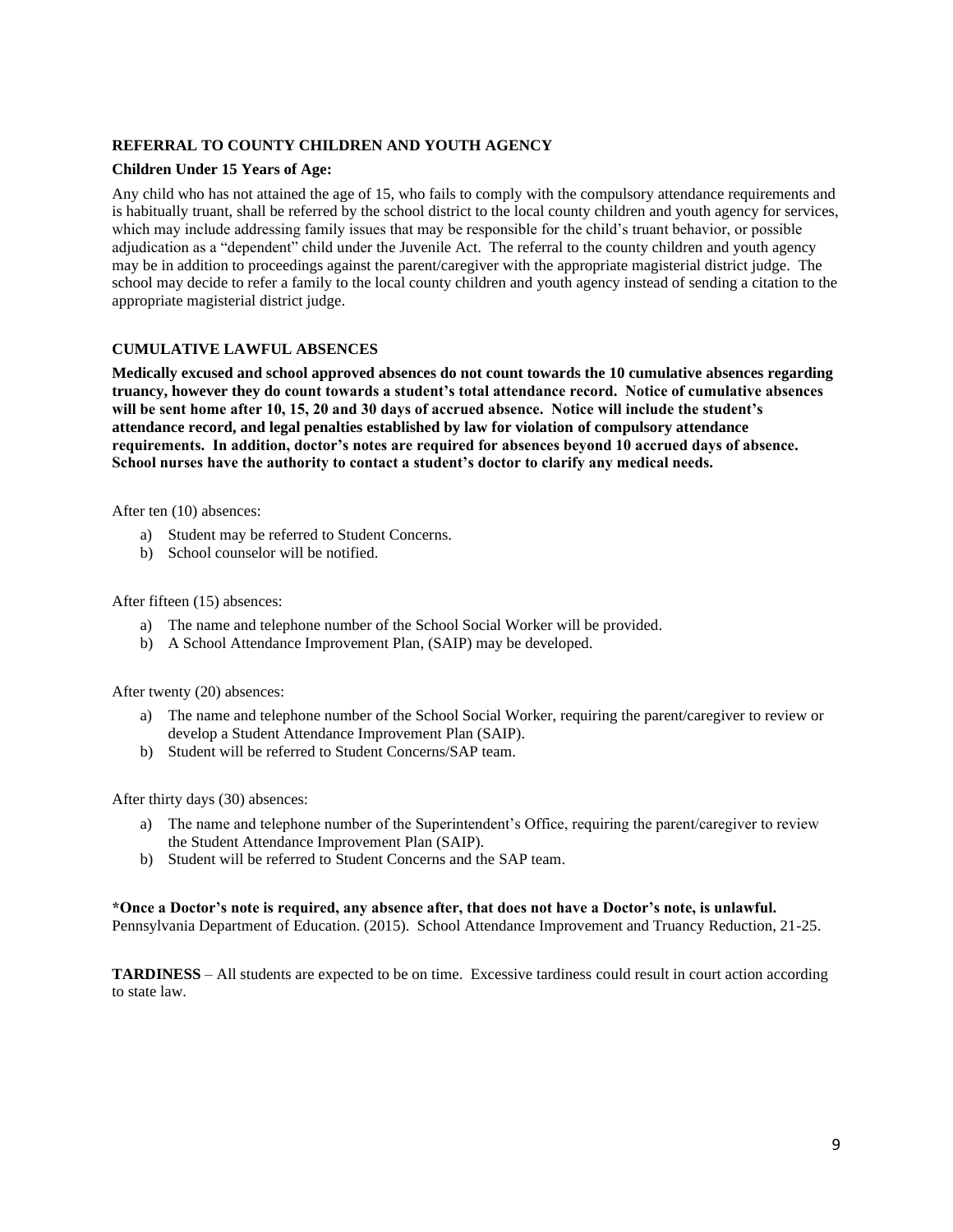## REFERRAL TO COUNTY CHILDREN AND YOUTH AGENCY

**Children Under 15 Years of Age:**

Any child who has not attained the age of 15, who fails to comply with the compulsory attendance requirements and is habitually truant, shall be referred by the school district to the local county children and youth agency for services, which may include addressing family issues that may be responsible for the child's truant behavior, or possible adjudication as a "dependent" child under the Juvenile Act. The referral to the county children and youth agency may be in addition to proceedings against the parent/caregiver with the appropriate magisterial district judge. The school may decide to refer a family to the local county children and youth agency instead of sending a citation to the appropriate magisterial district judge.

## CUMULATIVE LAWFUL ABSENCES

**Medically excused and school approved absences do not count towards the 10 cumulative absences regarding truancy, however they do count towards a student's total attendance record. Notice of cumulative absences will be sent home after 10, 15, 20 and 30 days of accrued absence. Notice will include the student's attendance record, and legal penalties established by law for violation of compulsory attendance requirements. In addition, doctor's notes are required for absences beyond 10 accrued days of absence. School nurses have the authority to contact a student's doctor to clarify any medical needs.**

After ten (10) absences:

a) Student may be referred to Student Concerns.
b) School counselor will be notified.

After fifteen (15) absences:

a) The name and telephone number of the School Social Worker will be provided.
b) A School Attendance Improvement Plan, (SAIP) may be developed.

After twenty (20) absences:

a) The name and telephone number of the School Social Worker, requiring the parent/caregiver to review or develop a Student Attendance Improvement Plan (SAIP).
b) Student will be referred to Student Concerns/SAP team.

After thirty days (30) absences:

a) The name and telephone number of the Superintendent's Office, requiring the parent/caregiver to review the Student Attendance Improvement Plan (SAIP).
b) Student will be referred to Student Concerns and the SAP team.

**\*Once a Doctor's note is required, any absence after, that does not have a Doctor's note, is unlawful.**
Pennsylvania Department of Education. (2015). School Attendance Improvement and Truancy Reduction, 21-25.

**TARDINESS** – All students are expected to be on time. Excessive tardiness could result in court action according to state law.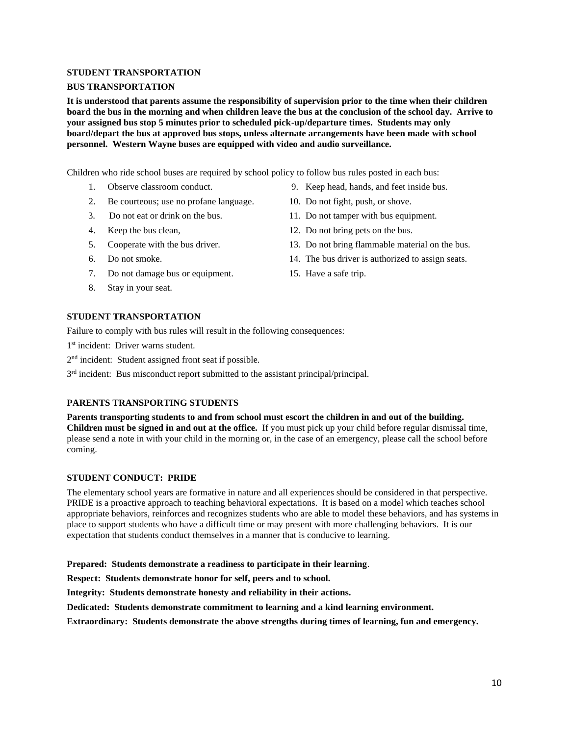## STUDENT TRANSPORTATION

### BUS TRANSPORTATION

**It is understood that parents assume the responsibility of supervision prior to the time when their children board the bus in the morning and when children leave the bus at the conclusion of the school day. Arrive to your assigned bus stop 5 minutes prior to scheduled pick-up/departure times. Students may only board/depart the bus at approved bus stops, unless alternate arrangements have been made with school personnel. Western Wayne buses are equipped with video and audio surveillance.**

Children who ride school buses are required by school policy to follow bus rules posted in each bus:

1. Observe classroom conduct.
2. Be courteous; use no profane language.
3. Do not eat or drink on the bus.
4. Keep the bus clean,
5. Cooperate with the bus driver.
6. Do not smoke.
7. Do not damage bus or equipment.
8. Stay in your seat.
9. Keep head, hands, and feet inside bus.
10. Do not fight, push, or shove.
11. Do not tamper with bus equipment.
12. Do not bring pets on the bus.
13. Do not bring flammable material on the bus.
14. The bus driver is authorized to assign seats.
15. Have a safe trip.

## STUDENT TRANSPORTATION

Failure to comply with bus rules will result in the following consequences:

1st incident: Driver warns student.

2nd incident: Student assigned front seat if possible.

3rd incident: Bus misconduct report submitted to the assistant principal/principal.

## PARENTS TRANSPORTING STUDENTS

**Parents transporting students to and from school must escort the children in and out of the building. Children must be signed in and out at the office.** If you must pick up your child before regular dismissal time, please send a note in with your child in the morning or, in the case of an emergency, please call the school before coming.

## STUDENT CONDUCT: PRIDE

The elementary school years are formative in nature and all experiences should be considered in that perspective. PRIDE is a proactive approach to teaching behavioral expectations. It is based on a model which teaches school appropriate behaviors, reinforces and recognizes students who are able to model these behaviors, and has systems in place to support students who have a difficult time or may present with more challenging behaviors. It is our expectation that students conduct themselves in a manner that is conducive to learning.

**Prepared: Students demonstrate a readiness to participate in their learning**.

**Respect: Students demonstrate honor for self, peers and to school.**

**Integrity: Students demonstrate honesty and reliability in their actions.**

**Dedicated: Students demonstrate commitment to learning and a kind learning environment.**

**Extraordinary: Students demonstrate the above strengths during times of learning, fun and emergency.**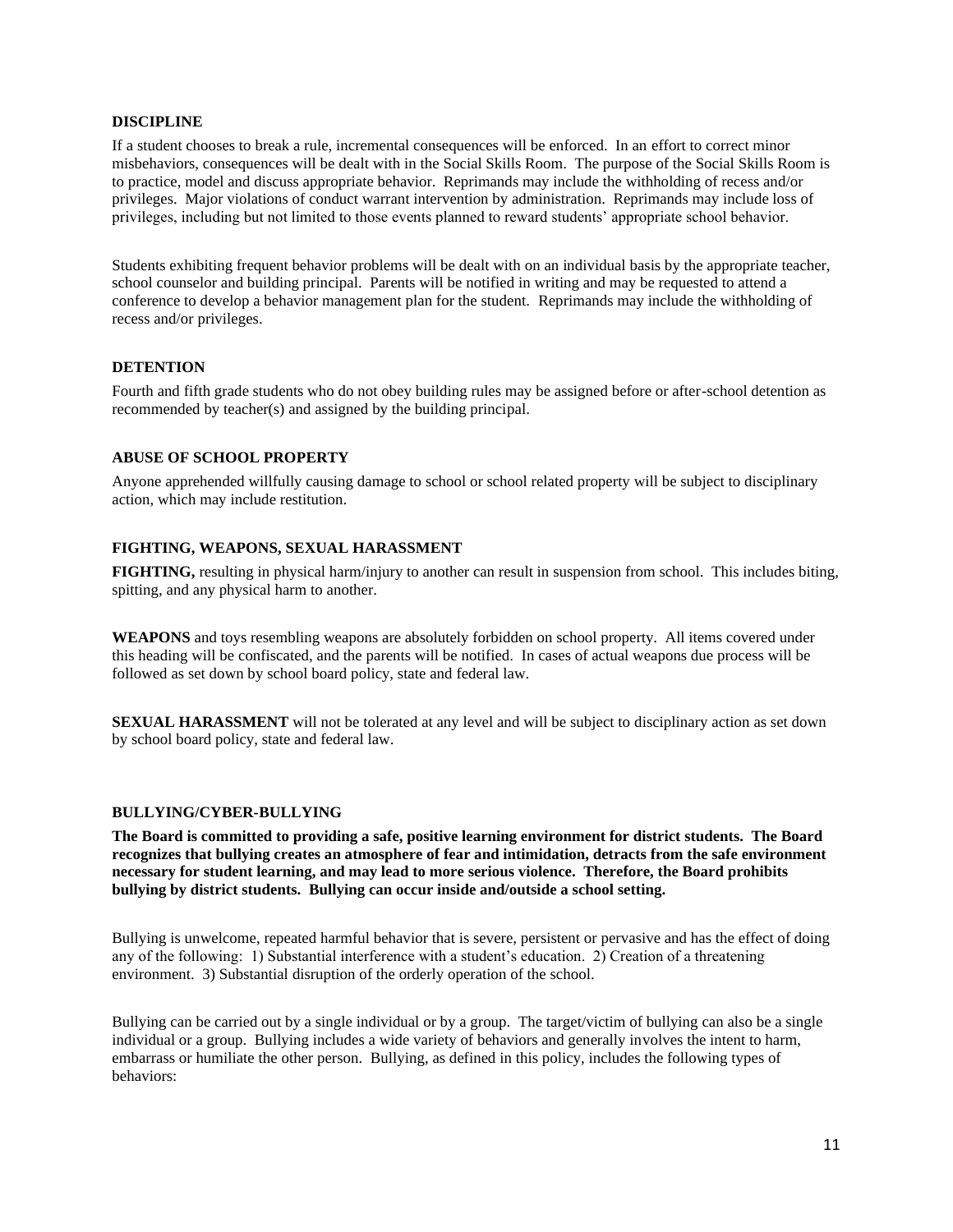## DISCIPLINE

If a student chooses to break a rule, incremental consequences will be enforced. In an effort to correct minor misbehaviors, consequences will be dealt with in the Social Skills Room. The purpose of the Social Skills Room is to practice, model and discuss appropriate behavior. Reprimands may include the withholding of recess and/or privileges. Major violations of conduct warrant intervention by administration. Reprimands may include loss of privileges, including but not limited to those events planned to reward students' appropriate school behavior.

Students exhibiting frequent behavior problems will be dealt with on an individual basis by the appropriate teacher, school counselor and building principal. Parents will be notified in writing and may be requested to attend a conference to develop a behavior management plan for the student. Reprimands may include the withholding of recess and/or privileges.

## DETENTION

Fourth and fifth grade students who do not obey building rules may be assigned before or after-school detention as recommended by teacher(s) and assigned by the building principal.

## ABUSE OF SCHOOL PROPERTY

Anyone apprehended willfully causing damage to school or school related property will be subject to disciplinary action, which may include restitution.

## FIGHTING, WEAPONS, SEXUAL HARASSMENT

**FIGHTING,** resulting in physical harm/injury to another can result in suspension from school. This includes biting, spitting, and any physical harm to another.

**WEAPONS** and toys resembling weapons are absolutely forbidden on school property. All items covered under this heading will be confiscated, and the parents will be notified. In cases of actual weapons due process will be followed as set down by school board policy, state and federal law.

**SEXUAL HARASSMENT** will not be tolerated at any level and will be subject to disciplinary action as set down by school board policy, state and federal law.

## BULLYING/CYBER-BULLYING

**The Board is committed to providing a safe, positive learning environment for district students. The Board recognizes that bullying creates an atmosphere of fear and intimidation, detracts from the safe environment necessary for student learning, and may lead to more serious violence. Therefore, the Board prohibits bullying by district students. Bullying can occur inside and/outside a school setting.**

Bullying is unwelcome, repeated harmful behavior that is severe, persistent or pervasive and has the effect of doing any of the following: 1) Substantial interference with a student's education. 2) Creation of a threatening environment. 3) Substantial disruption of the orderly operation of the school.

Bullying can be carried out by a single individual or by a group. The target/victim of bullying can also be a single individual or a group. Bullying includes a wide variety of behaviors and generally involves the intent to harm, embarrass or humiliate the other person. Bullying, as defined in this policy, includes the following types of behaviors: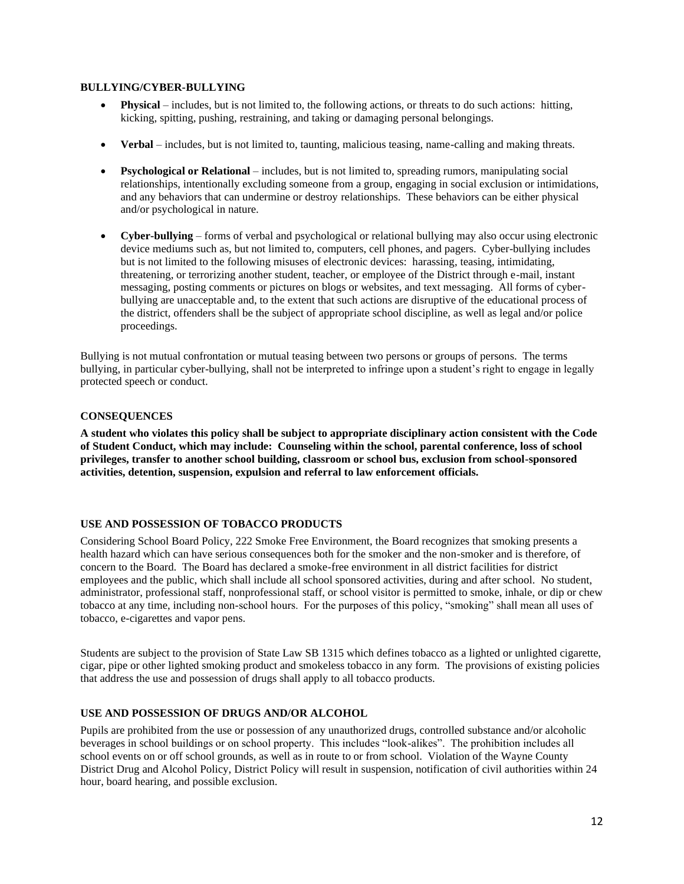### BULLYING/CYBER-BULLYING

- **Physical** – includes, but is not limited to, the following actions, or threats to do such actions: hitting, kicking, spitting, pushing, restraining, and taking or damaging personal belongings.
- **Verbal** – includes, but is not limited to, taunting, malicious teasing, name-calling and making threats.
- **Psychological or Relational** – includes, but is not limited to, spreading rumors, manipulating social relationships, intentionally excluding someone from a group, engaging in social exclusion or intimidations, and any behaviors that can undermine or destroy relationships. These behaviors can be either physical and/or psychological in nature.
- **Cyber-bullying** – forms of verbal and psychological or relational bullying may also occur using electronic device mediums such as, but not limited to, computers, cell phones, and pagers. Cyber-bullying includes but is not limited to the following misuses of electronic devices: harassing, teasing, intimidating, threatening, or terrorizing another student, teacher, or employee of the District through e-mail, instant messaging, posting comments or pictures on blogs or websites, and text messaging. All forms of cyber-bullying are unacceptable and, to the extent that such actions are disruptive of the educational process of the district, offenders shall be the subject of appropriate school discipline, as well as legal and/or police proceedings.

Bullying is not mutual confrontation or mutual teasing between two persons or groups of persons. The terms bullying, in particular cyber-bullying, shall not be interpreted to infringe upon a student's right to engage in legally protected speech or conduct.

### CONSEQUENCES

**A student who violates this policy shall be subject to appropriate disciplinary action consistent with the Code of Student Conduct, which may include: Counseling within the school, parental conference, loss of school privileges, transfer to another school building, classroom or school bus, exclusion from school-sponsored activities, detention, suspension, expulsion and referral to law enforcement officials.**

### USE AND POSSESSION OF TOBACCO PRODUCTS

Considering School Board Policy, 222 Smoke Free Environment, the Board recognizes that smoking presents a health hazard which can have serious consequences both for the smoker and the non-smoker and is therefore, of concern to the Board. The Board has declared a smoke-free environment in all district facilities for district employees and the public, which shall include all school sponsored activities, during and after school. No student, administrator, professional staff, nonprofessional staff, or school visitor is permitted to smoke, inhale, or dip or chew tobacco at any time, including non-school hours. For the purposes of this policy, "smoking" shall mean all uses of tobacco, e-cigarettes and vapor pens.

Students are subject to the provision of State Law SB 1315 which defines tobacco as a lighted or unlighted cigarette, cigar, pipe or other lighted smoking product and smokeless tobacco in any form. The provisions of existing policies that address the use and possession of drugs shall apply to all tobacco products.

### USE AND POSSESSION OF DRUGS AND/OR ALCOHOL

Pupils are prohibited from the use or possession of any unauthorized drugs, controlled substance and/or alcoholic beverages in school buildings or on school property. This includes "look-alikes". The prohibition includes all school events on or off school grounds, as well as in route to or from school. Violation of the Wayne County District Drug and Alcohol Policy, District Policy will result in suspension, notification of civil authorities within 24 hour, board hearing, and possible exclusion.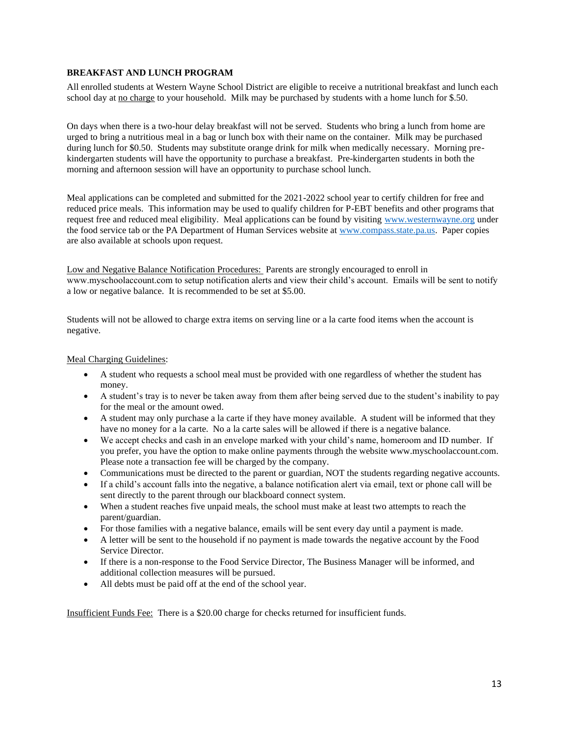**BREAKFAST AND LUNCH PROGRAM**

All enrolled students at Western Wayne School District are eligible to receive a nutritional breakfast and lunch each school day at no charge to your household. Milk may be purchased by students with a home lunch for $.50.

On days when there is a two-hour delay breakfast will not be served. Students who bring a lunch from home are urged to bring a nutritious meal in a bag or lunch box with their name on the container. Milk may be purchased during lunch for $0.50. Students may substitute orange drink for milk when medically necessary. Morning pre-kindergarten students will have the opportunity to purchase a breakfast. Pre-kindergarten students in both the morning and afternoon session will have an opportunity to purchase school lunch.

Meal applications can be completed and submitted for the 2021-2022 school year to certify children for free and reduced price meals. This information may be used to qualify children for P-EBT benefits and other programs that request free and reduced meal eligibility. Meal applications can be found by visiting www.westernwayne.org under the food service tab or the PA Department of Human Services website at www.compass.state.pa.us. Paper copies are also available at schools upon request.

Low and Negative Balance Notification Procedures: Parents are strongly encouraged to enroll in www.myschoolaccount.com to setup notification alerts and view their child's account. Emails will be sent to notify a low or negative balance. It is recommended to be set at $5.00.

Students will not be allowed to charge extra items on serving line or a la carte food items when the account is negative.

Meal Charging Guidelines:

- A student who requests a school meal must be provided with one regardless of whether the student has money.
- A student's tray is to never be taken away from them after being served due to the student's inability to pay for the meal or the amount owed.
- A student may only purchase a la carte if they have money available. A student will be informed that they have no money for a la carte. No a la carte sales will be allowed if there is a negative balance.
- We accept checks and cash in an envelope marked with your child's name, homeroom and ID number. If you prefer, you have the option to make online payments through the website www.myschoolaccount.com. Please note a transaction fee will be charged by the company.
- Communications must be directed to the parent or guardian, NOT the students regarding negative accounts.
- If a child's account falls into the negative, a balance notification alert via email, text or phone call will be sent directly to the parent through our blackboard connect system.
- When a student reaches five unpaid meals, the school must make at least two attempts to reach the parent/guardian.
- For those families with a negative balance, emails will be sent every day until a payment is made.
- A letter will be sent to the household if no payment is made towards the negative account by the Food Service Director.
- If there is a non-response to the Food Service Director, The Business Manager will be informed, and additional collection measures will be pursued.
- All debts must be paid off at the end of the school year.

Insufficient Funds Fee: There is a $20.00 charge for checks returned for insufficient funds.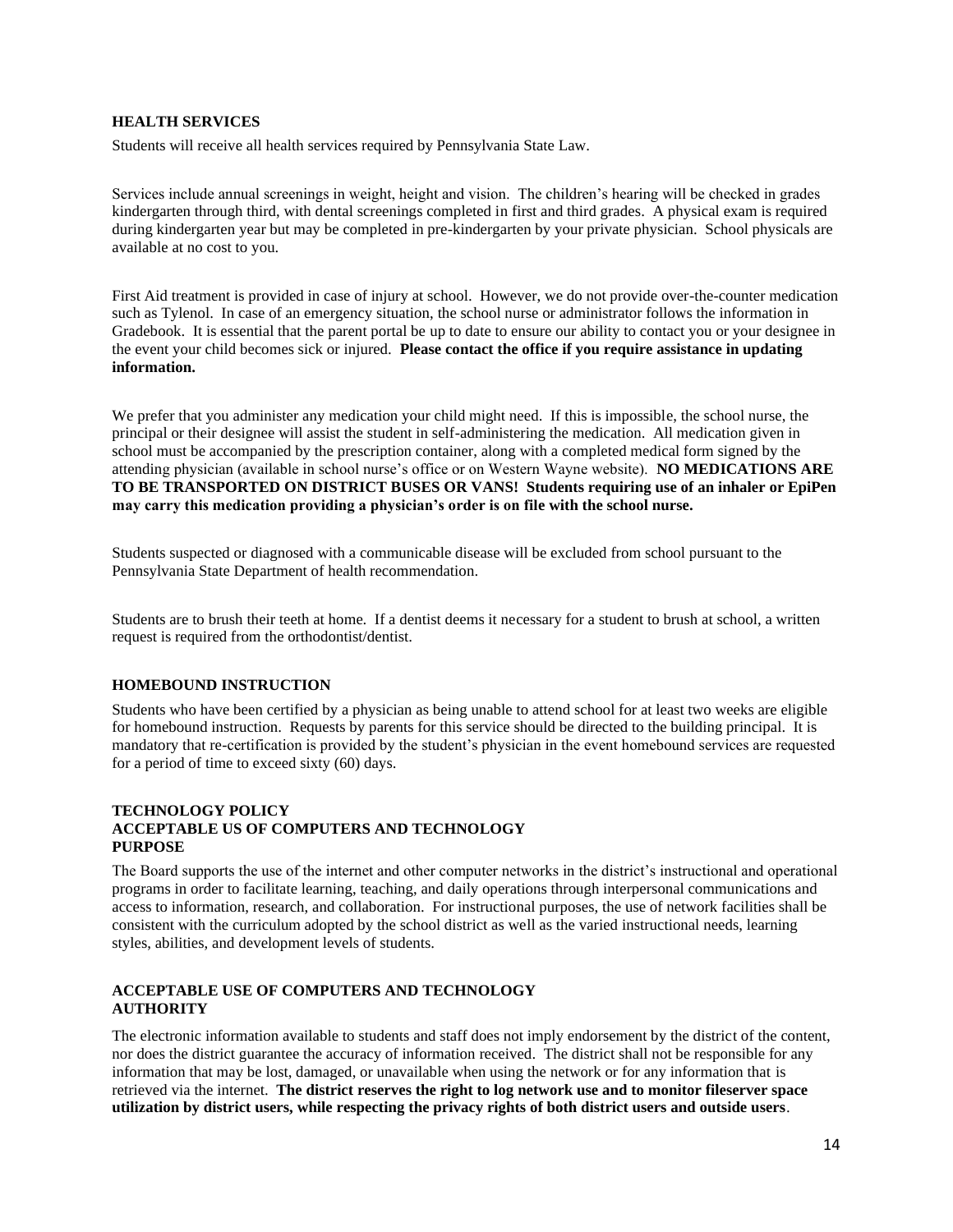## HEALTH SERVICES

Students will receive all health services required by Pennsylvania State Law.

Services include annual screenings in weight, height and vision. The children's hearing will be checked in grades kindergarten through third, with dental screenings completed in first and third grades. A physical exam is required during kindergarten year but may be completed in pre-kindergarten by your private physician. School physicals are available at no cost to you.

First Aid treatment is provided in case of injury at school. However, we do not provide over-the-counter medication such as Tylenol. In case of an emergency situation, the school nurse or administrator follows the information in Gradebook. It is essential that the parent portal be up to date to ensure our ability to contact you or your designee in the event your child becomes sick or injured. **Please contact the office if you require assistance in updating information.**

We prefer that you administer any medication your child might need. If this is impossible, the school nurse, the principal or their designee will assist the student in self-administering the medication. All medication given in school must be accompanied by the prescription container, along with a completed medical form signed by the attending physician (available in school nurse's office or on Western Wayne website). **NO MEDICATIONS ARE TO BE TRANSPORTED ON DISTRICT BUSES OR VANS! Students requiring use of an inhaler or EpiPen may carry this medication providing a physician's order is on file with the school nurse.**

Students suspected or diagnosed with a communicable disease will be excluded from school pursuant to the Pennsylvania State Department of health recommendation.

Students are to brush their teeth at home. If a dentist deems it necessary for a student to brush at school, a written request is required from the orthodontist/dentist.

## HOMEBOUND INSTRUCTION

Students who have been certified by a physician as being unable to attend school for at least two weeks are eligible for homebound instruction. Requests by parents for this service should be directed to the building principal. It is mandatory that re-certification is provided by the student's physician in the event homebound services are requested for a period of time to exceed sixty (60) days.

## TECHNOLOGY POLICY
## ACCEPTABLE US OF COMPUTERS AND TECHNOLOGY
## PURPOSE

The Board supports the use of the internet and other computer networks in the district's instructional and operational programs in order to facilitate learning, teaching, and daily operations through interpersonal communications and access to information, research, and collaboration. For instructional purposes, the use of network facilities shall be consistent with the curriculum adopted by the school district as well as the varied instructional needs, learning styles, abilities, and development levels of students.

## ACCEPTABLE USE OF COMPUTERS AND TECHNOLOGY
## AUTHORITY

The electronic information available to students and staff does not imply endorsement by the district of the content, nor does the district guarantee the accuracy of information received. The district shall not be responsible for any information that may be lost, damaged, or unavailable when using the network or for any information that is retrieved via the internet. **The district reserves the right to log network use and to monitor fileserver space utilization by district users, while respecting the privacy rights of both district users and outside users**.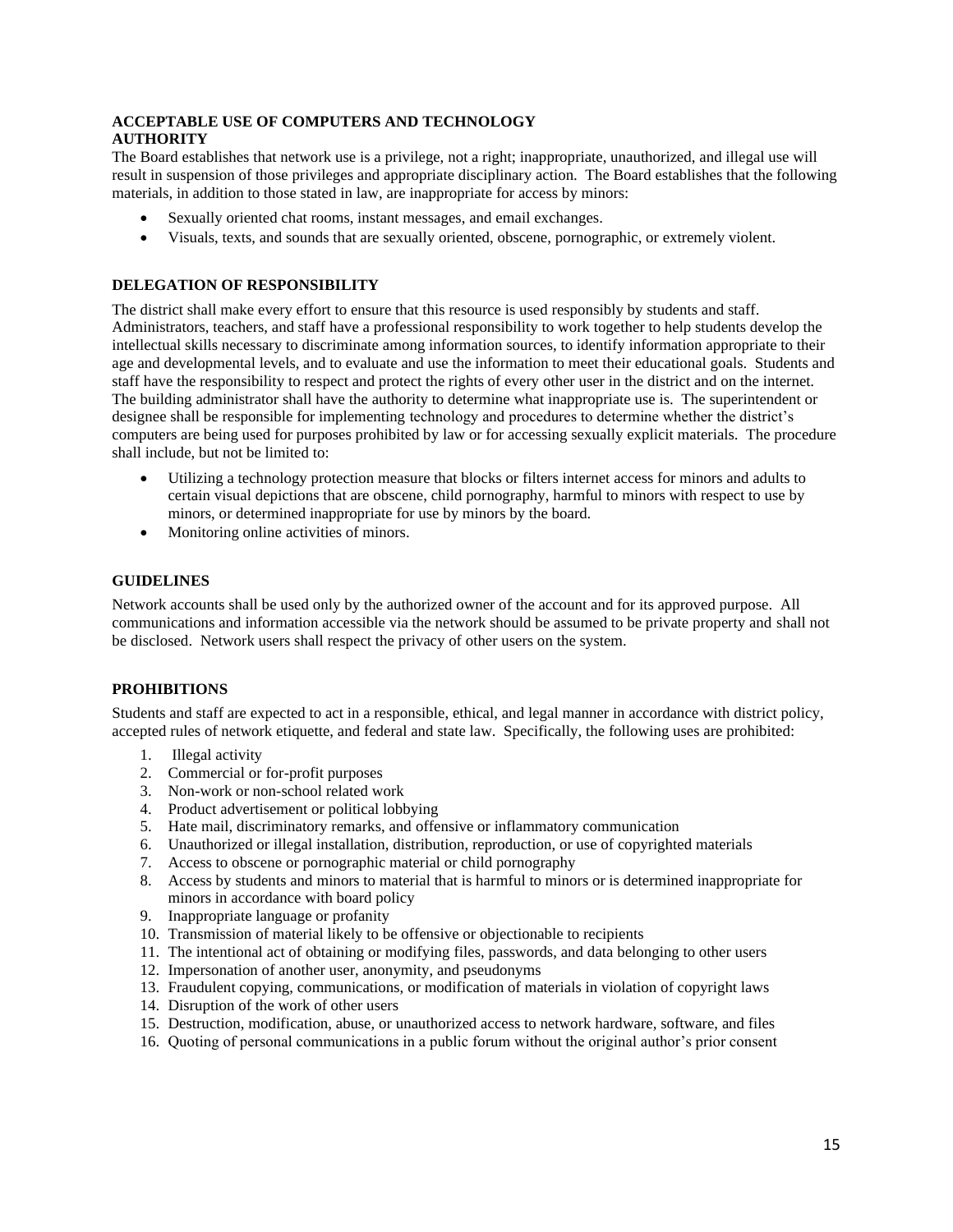## ACCEPTABLE USE OF COMPUTERS AND TECHNOLOGY

### AUTHORITY

The Board establishes that network use is a privilege, not a right; inappropriate, unauthorized, and illegal use will result in suspension of those privileges and appropriate disciplinary action. The Board establishes that the following materials, in addition to those stated in law, are inappropriate for access by minors:

- Sexually oriented chat rooms, instant messages, and email exchanges.
- Visuals, texts, and sounds that are sexually oriented, obscene, pornographic, or extremely violent.

### DELEGATION OF RESPONSIBILITY

The district shall make every effort to ensure that this resource is used responsibly by students and staff. Administrators, teachers, and staff have a professional responsibility to work together to help students develop the intellectual skills necessary to discriminate among information sources, to identify information appropriate to their age and developmental levels, and to evaluate and use the information to meet their educational goals. Students and staff have the responsibility to respect and protect the rights of every other user in the district and on the internet. The building administrator shall have the authority to determine what inappropriate use is. The superintendent or designee shall be responsible for implementing technology and procedures to determine whether the district's computers are being used for purposes prohibited by law or for accessing sexually explicit materials. The procedure shall include, but not be limited to:

- Utilizing a technology protection measure that blocks or filters internet access for minors and adults to certain visual depictions that are obscene, child pornography, harmful to minors with respect to use by minors, or determined inappropriate for use by minors by the board.
- Monitoring online activities of minors.

### GUIDELINES

Network accounts shall be used only by the authorized owner of the account and for its approved purpose. All communications and information accessible via the network should be assumed to be private property and shall not be disclosed. Network users shall respect the privacy of other users on the system.

### PROHIBITIONS

Students and staff are expected to act in a responsible, ethical, and legal manner in accordance with district policy, accepted rules of network etiquette, and federal and state law. Specifically, the following uses are prohibited:

1. Illegal activity
2. Commercial or for-profit purposes
3. Non-work or non-school related work
4. Product advertisement or political lobbying
5. Hate mail, discriminatory remarks, and offensive or inflammatory communication
6. Unauthorized or illegal installation, distribution, reproduction, or use of copyrighted materials
7. Access to obscene or pornographic material or child pornography
8. Access by students and minors to material that is harmful to minors or is determined inappropriate for minors in accordance with board policy
9. Inappropriate language or profanity
10. Transmission of material likely to be offensive or objectionable to recipients
11. The intentional act of obtaining or modifying files, passwords, and data belonging to other users
12. Impersonation of another user, anonymity, and pseudonyms
13. Fraudulent copying, communications, or modification of materials in violation of copyright laws
14. Disruption of the work of other users
15. Destruction, modification, abuse, or unauthorized access to network hardware, software, and files
16. Quoting of personal communications in a public forum without the original author's prior consent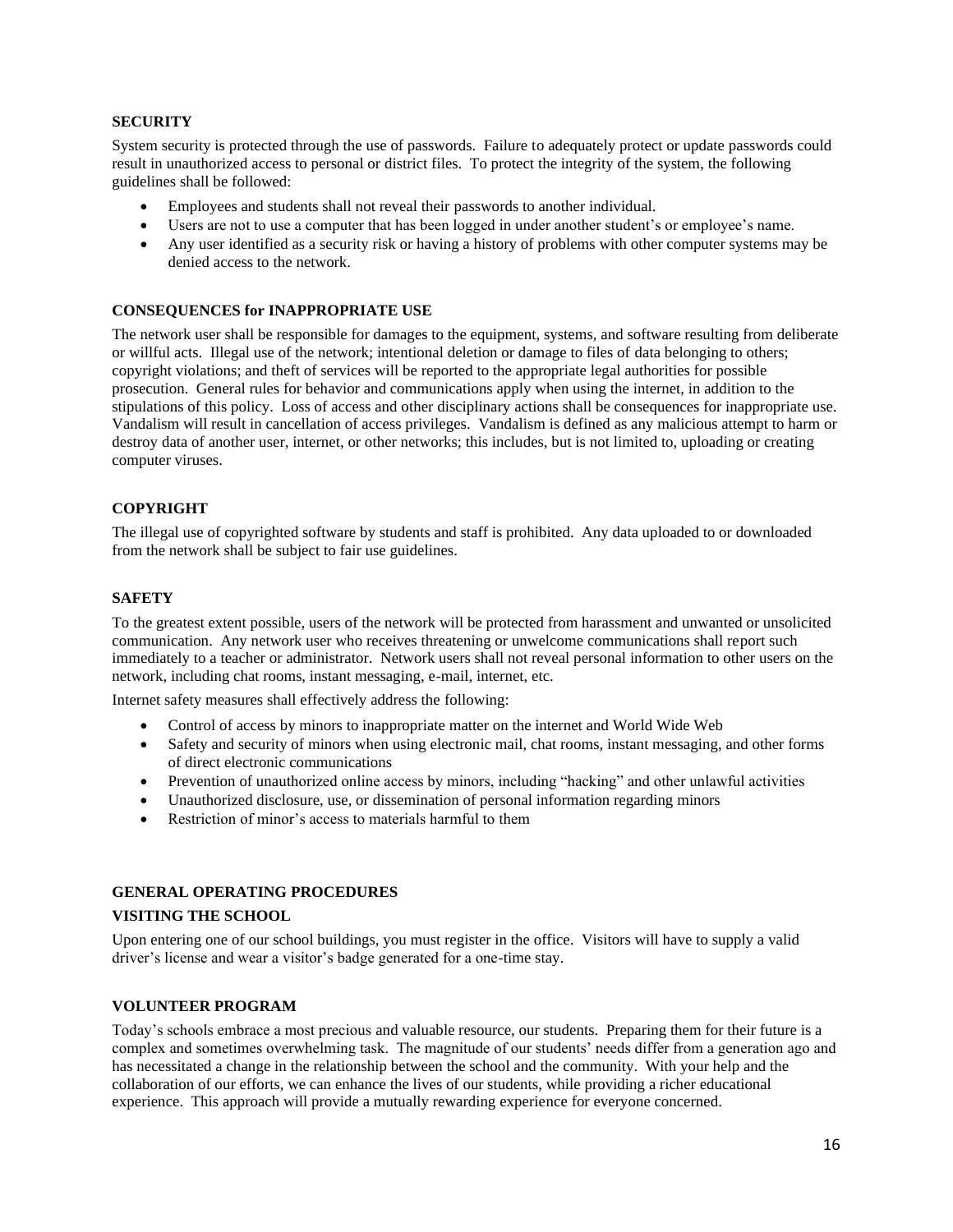## SECURITY

System security is protected through the use of passwords. Failure to adequately protect or update passwords could result in unauthorized access to personal or district files. To protect the integrity of the system, the following guidelines shall be followed:

- Employees and students shall not reveal their passwords to another individual.
- Users are not to use a computer that has been logged in under another student's or employee's name.
- Any user identified as a security risk or having a history of problems with other computer systems may be denied access to the network.

## CONSEQUENCES for INAPPROPRIATE USE

The network user shall be responsible for damages to the equipment, systems, and software resulting from deliberate or willful acts. Illegal use of the network; intentional deletion or damage to files of data belonging to others; copyright violations; and theft of services will be reported to the appropriate legal authorities for possible prosecution. General rules for behavior and communications apply when using the internet, in addition to the stipulations of this policy. Loss of access and other disciplinary actions shall be consequences for inappropriate use. Vandalism will result in cancellation of access privileges. Vandalism is defined as any malicious attempt to harm or destroy data of another user, internet, or other networks; this includes, but is not limited to, uploading or creating computer viruses.

## COPYRIGHT

The illegal use of copyrighted software by students and staff is prohibited. Any data uploaded to or downloaded from the network shall be subject to fair use guidelines.

## SAFETY

To the greatest extent possible, users of the network will be protected from harassment and unwanted or unsolicited communication. Any network user who receives threatening or unwelcome communications shall report such immediately to a teacher or administrator. Network users shall not reveal personal information to other users on the network, including chat rooms, instant messaging, e-mail, internet, etc.

Internet safety measures shall effectively address the following:

- Control of access by minors to inappropriate matter on the internet and World Wide Web
- Safety and security of minors when using electronic mail, chat rooms, instant messaging, and other forms of direct electronic communications
- Prevention of unauthorized online access by minors, including "hacking" and other unlawful activities
- Unauthorized disclosure, use, or dissemination of personal information regarding minors
- Restriction of minor's access to materials harmful to them

## GENERAL OPERATING PROCEDURES

### VISITING THE SCHOOL

Upon entering one of our school buildings, you must register in the office. Visitors will have to supply a valid driver's license and wear a visitor's badge generated for a one-time stay.

### VOLUNTEER PROGRAM

Today's schools embrace a most precious and valuable resource, our students. Preparing them for their future is a complex and sometimes overwhelming task. The magnitude of our students' needs differ from a generation ago and has necessitated a change in the relationship between the school and the community. With your help and the collaboration of our efforts, we can enhance the lives of our students, while providing a richer educational experience. This approach will provide a mutually rewarding experience for everyone concerned.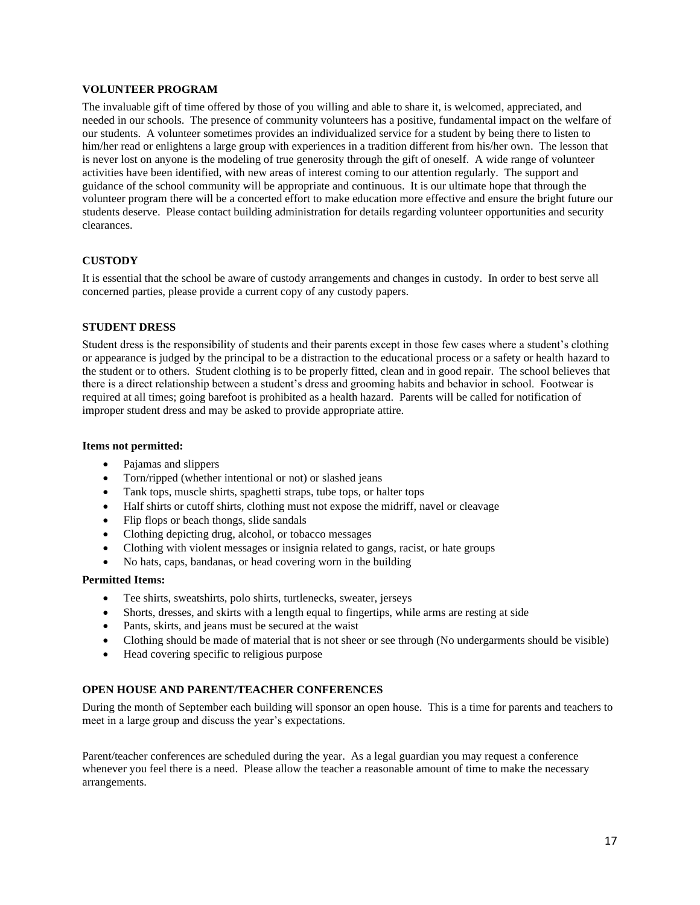## VOLUNTEER PROGRAM

The invaluable gift of time offered by those of you willing and able to share it, is welcomed, appreciated, and needed in our schools. The presence of community volunteers has a positive, fundamental impact on the welfare of our students. A volunteer sometimes provides an individualized service for a student by being there to listen to him/her read or enlightens a large group with experiences in a tradition different from his/her own. The lesson that is never lost on anyone is the modeling of true generosity through the gift of oneself. A wide range of volunteer activities have been identified, with new areas of interest coming to our attention regularly. The support and guidance of the school community will be appropriate and continuous. It is our ultimate hope that through the volunteer program there will be a concerted effort to make education more effective and ensure the bright future our students deserve. Please contact building administration for details regarding volunteer opportunities and security clearances.

## CUSTODY

It is essential that the school be aware of custody arrangements and changes in custody. In order to best serve all concerned parties, please provide a current copy of any custody papers.

## STUDENT DRESS

Student dress is the responsibility of students and their parents except in those few cases where a student's clothing or appearance is judged by the principal to be a distraction to the educational process or a safety or health hazard to the student or to others. Student clothing is to be properly fitted, clean and in good repair. The school believes that there is a direct relationship between a student's dress and grooming habits and behavior in school. Footwear is required at all times; going barefoot is prohibited as a health hazard. Parents will be called for notification of improper student dress and may be asked to provide appropriate attire.

**Items not permitted:**

- Pajamas and slippers
- Torn/ripped (whether intentional or not) or slashed jeans
- Tank tops, muscle shirts, spaghetti straps, tube tops, or halter tops
- Half shirts or cutoff shirts, clothing must not expose the midriff, navel or cleavage
- Flip flops or beach thongs, slide sandals
- Clothing depicting drug, alcohol, or tobacco messages
- Clothing with violent messages or insignia related to gangs, racist, or hate groups
- No hats, caps, bandanas, or head covering worn in the building

**Permitted Items:**

- Tee shirts, sweatshirts, polo shirts, turtlenecks, sweater, jerseys
- Shorts, dresses, and skirts with a length equal to fingertips, while arms are resting at side
- Pants, skirts, and jeans must be secured at the waist
- Clothing should be made of material that is not sheer or see through (No undergarments should be visible)
- Head covering specific to religious purpose

## OPEN HOUSE AND PARENT/TEACHER CONFERENCES

During the month of September each building will sponsor an open house. This is a time for parents and teachers to meet in a large group and discuss the year's expectations.

Parent/teacher conferences are scheduled during the year. As a legal guardian you may request a conference whenever you feel there is a need. Please allow the teacher a reasonable amount of time to make the necessary arrangements.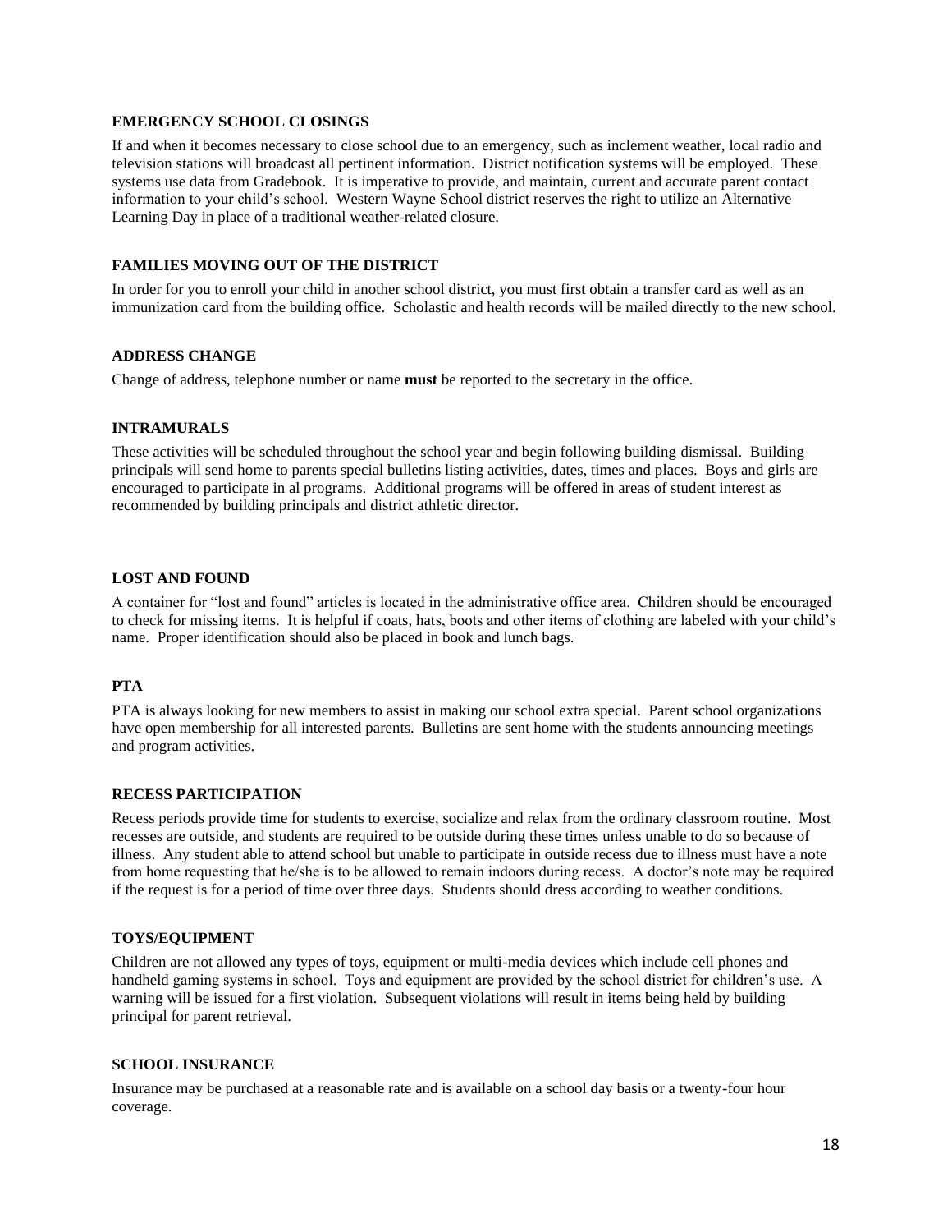**EMERGENCY SCHOOL CLOSINGS**

If and when it becomes necessary to close school due to an emergency, such as inclement weather, local radio and television stations will broadcast all pertinent information. District notification systems will be employed. These systems use data from Gradebook. It is imperative to provide, and maintain, current and accurate parent contact information to your child's school. Western Wayne School district reserves the right to utilize an Alternative Learning Day in place of a traditional weather-related closure.

**FAMILIES MOVING OUT OF THE DISTRICT**

In order for you to enroll your child in another school district, you must first obtain a transfer card as well as an immunization card from the building office. Scholastic and health records will be mailed directly to the new school.

**ADDRESS CHANGE**

Change of address, telephone number or name **must** be reported to the secretary in the office.

**INTRAMURALS**

These activities will be scheduled throughout the school year and begin following building dismissal. Building principals will send home to parents special bulletins listing activities, dates, times and places. Boys and girls are encouraged to participate in al programs. Additional programs will be offered in areas of student interest as recommended by building principals and district athletic director.

**LOST AND FOUND**

A container for "lost and found" articles is located in the administrative office area. Children should be encouraged to check for missing items. It is helpful if coats, hats, boots and other items of clothing are labeled with your child's name. Proper identification should also be placed in book and lunch bags.

**PTA**

PTA is always looking for new members to assist in making our school extra special. Parent school organizations have open membership for all interested parents. Bulletins are sent home with the students announcing meetings and program activities.

**RECESS PARTICIPATION**

Recess periods provide time for students to exercise, socialize and relax from the ordinary classroom routine. Most recesses are outside, and students are required to be outside during these times unless unable to do so because of illness. Any student able to attend school but unable to participate in outside recess due to illness must have a note from home requesting that he/she is to be allowed to remain indoors during recess. A doctor's note may be required if the request is for a period of time over three days. Students should dress according to weather conditions.

**TOYS/EQUIPMENT**

Children are not allowed any types of toys, equipment or multi-media devices which include cell phones and handheld gaming systems in school. Toys and equipment are provided by the school district for children's use. A warning will be issued for a first violation. Subsequent violations will result in items being held by building principal for parent retrieval.

**SCHOOL INSURANCE**

Insurance may be purchased at a reasonable rate and is available on a school day basis or a twenty-four hour coverage.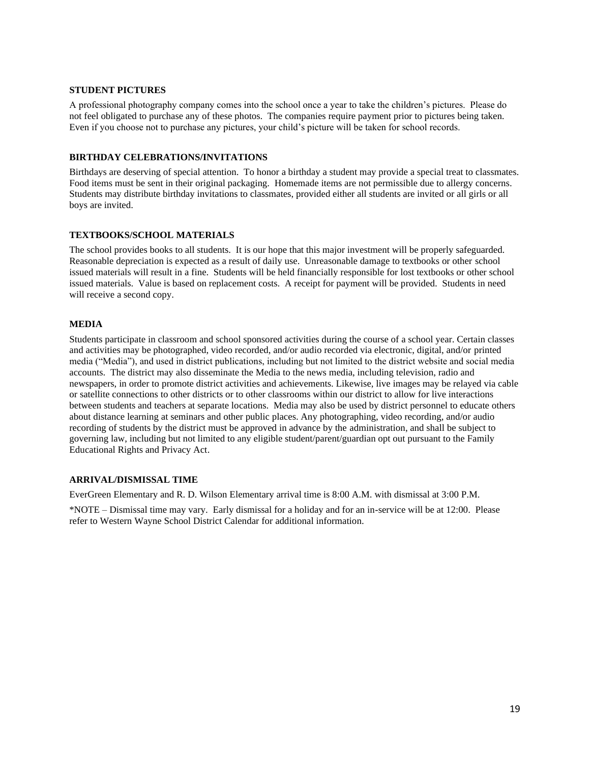### STUDENT PICTURES

A professional photography company comes into the school once a year to take the children's pictures. Please do not feel obligated to purchase any of these photos. The companies require payment prior to pictures being taken. Even if you choose not to purchase any pictures, your child's picture will be taken for school records.

### BIRTHDAY CELEBRATIONS/INVITATIONS

Birthdays are deserving of special attention. To honor a birthday a student may provide a special treat to classmates. Food items must be sent in their original packaging. Homemade items are not permissible due to allergy concerns. Students may distribute birthday invitations to classmates, provided either all students are invited or all girls or all boys are invited.

### TEXTBOOKS/SCHOOL MATERIALS

The school provides books to all students. It is our hope that this major investment will be properly safeguarded. Reasonable depreciation is expected as a result of daily use. Unreasonable damage to textbooks or other school issued materials will result in a fine. Students will be held financially responsible for lost textbooks or other school issued materials. Value is based on replacement costs. A receipt for payment will be provided. Students in need will receive a second copy.

### MEDIA

Students participate in classroom and school sponsored activities during the course of a school year. Certain classes and activities may be photographed, video recorded, and/or audio recorded via electronic, digital, and/or printed media ("Media"), and used in district publications, including but not limited to the district website and social media accounts. The district may also disseminate the Media to the news media, including television, radio and newspapers, in order to promote district activities and achievements. Likewise, live images may be relayed via cable or satellite connections to other districts or to other classrooms within our district to allow for live interactions between students and teachers at separate locations. Media may also be used by district personnel to educate others about distance learning at seminars and other public places. Any photographing, video recording, and/or audio recording of students by the district must be approved in advance by the administration, and shall be subject to governing law, including but not limited to any eligible student/parent/guardian opt out pursuant to the Family Educational Rights and Privacy Act.

### ARRIVAL/DISMISSAL TIME

EverGreen Elementary and R. D. Wilson Elementary arrival time is 8:00 A.M. with dismissal at 3:00 P.M.

*NOTE – Dismissal time may vary. Early dismissal for a holiday and for an in-service will be at 12:00. Please refer to Western Wayne School District Calendar for additional information.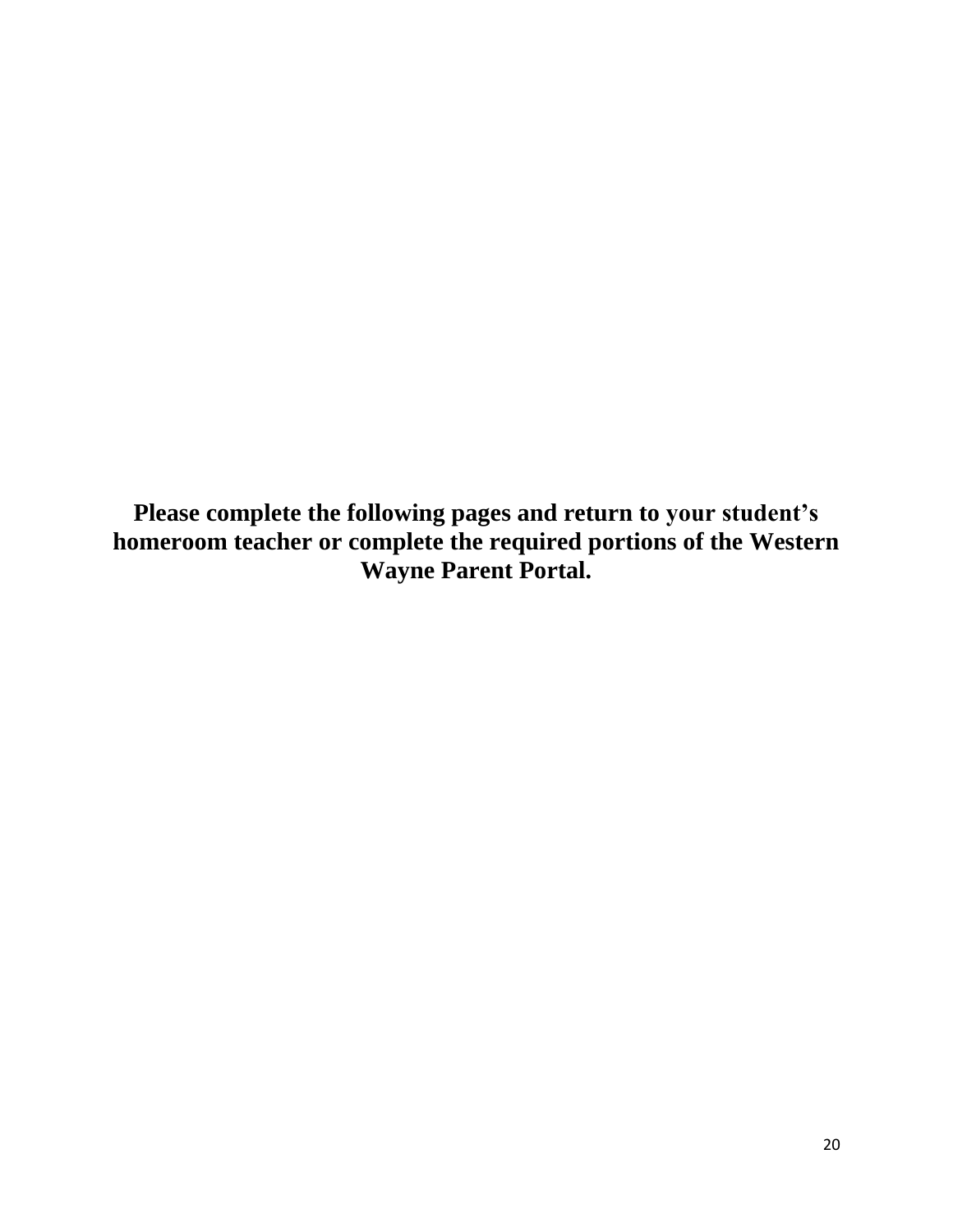**Please complete the following pages and return to your student's homeroom teacher or complete the required portions of the Western Wayne Parent Portal.**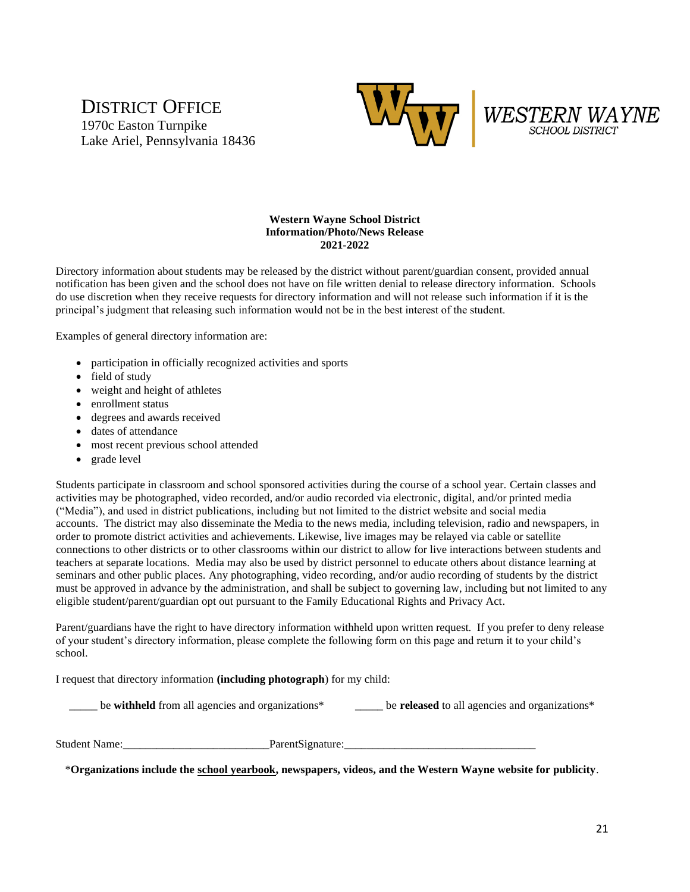DISTRICT OFFICE
1970c Easton Turnpike
Lake Ariel, Pennsylvania 18436

WESTERN WAYNE
SCHOOL DISTRICT

**Western Wayne School District**
**Information/Photo/News Release**
**2021-2022**

Directory information about students may be released by the district without parent/guardian consent, provided annual notification has been given and the school does not have on file written denial to release directory information. Schools do use discretion when they receive requests for directory information and will not release such information if it is the principal's judgment that releasing such information would not be in the best interest of the student.

Examples of general directory information are:

- participation in officially recognized activities and sports
- field of study
- weight and height of athletes
- enrollment status
- degrees and awards received
- dates of attendance
- most recent previous school attended
- grade level

Students participate in classroom and school sponsored activities during the course of a school year. Certain classes and activities may be photographed, video recorded, and/or audio recorded via electronic, digital, and/or printed media ("Media"), and used in district publications, including but not limited to the district website and social media accounts. The district may also disseminate the Media to the news media, including television, radio and newspapers, in order to promote district activities and achievements. Likewise, live images may be relayed via cable or satellite connections to other districts or to other classrooms within our district to allow for live interactions between students and teachers at separate locations. Media may also be used by district personnel to educate others about distance learning at seminars and other public places. Any photographing, video recording, and/or audio recording of students by the district must be approved in advance by the administration, and shall be subject to governing law, including but not limited to any eligible student/parent/guardian opt out pursuant to the Family Educational Rights and Privacy Act.

Parent/guardians have the right to have directory information withheld upon written request. If you prefer to deny release of your student's directory information, please complete the following form on this page and return it to your child's school.

I request that directory information **(including photograph**) for my child:

_____ be **withheld** from all agencies and organizations*     _____ be **released** to all agencies and organizations*

Student Name:_________________________ ParentSignature:_________________________________

\***Organizations include the school yearbook, newspapers, videos, and the Western Wayne website for publicity**.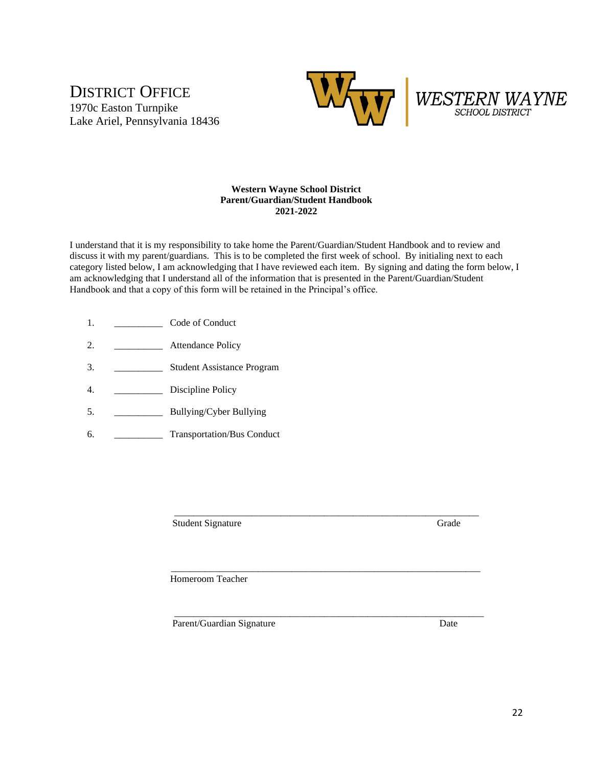DISTRICT OFFICE
1970c Easton Turnpike
Lake Ariel, Pennsylvania 18436

WESTERN WAYNE
SCHOOL DISTRICT

**Western Wayne School District**
**Parent/Guardian/Student Handbook**
**2021-2022**

I understand that it is my responsibility to take home the Parent/Guardian/Student Handbook and to review and discuss it with my parent/guardians. This is to be completed the first week of school. By initialing next to each category listed below, I am acknowledging that I have reviewed each item. By signing and dating the form below, I am acknowledging that I understand all of the information that is presented in the Parent/Guardian/Student Handbook and that a copy of this form will be retained in the Principal's office.

1. __________ Code of Conduct
2. __________ Attendance Policy
3. __________ Student Assistance Program
4. __________ Discipline Policy
5. __________ Bullying/Cyber Bullying
6. __________ Transportation/Bus Conduct

_________________________________________________________________
Student Signature Grade

_________________________________________________________________
Homeroom Teacher

_________________________________________________________________
Parent/Guardian Signature Date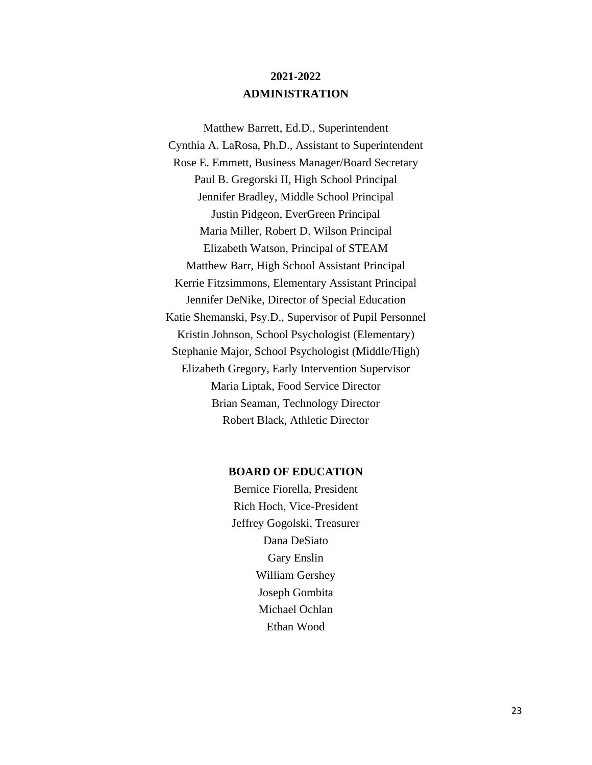## 2021-2022
## ADMINISTRATION

Matthew Barrett, Ed.D., Superintendent
Cynthia A. LaRosa, Ph.D., Assistant to Superintendent
Rose E. Emmett, Business Manager/Board Secretary
Paul B. Gregorski II, High School Principal
Jennifer Bradley, Middle School Principal
Justin Pidgeon, EverGreen Principal
Maria Miller, Robert D. Wilson Principal
Elizabeth Watson, Principal of STEAM
Matthew Barr, High School Assistant Principal
Kerrie Fitzsimmons, Elementary Assistant Principal
Jennifer DeNike, Director of Special Education
Katie Shemanski, Psy.D., Supervisor of Pupil Personnel
Kristin Johnson, School Psychologist (Elementary)
Stephanie Major, School Psychologist (Middle/High)
Elizabeth Gregory, Early Intervention Supervisor
Maria Liptak, Food Service Director
Brian Seaman, Technology Director
Robert Black, Athletic Director

## BOARD OF EDUCATION

Bernice Fiorella, President
Rich Hoch, Vice-President
Jeffrey Gogolski, Treasurer
Dana DeSiato
Gary Enslin
William Gershey
Joseph Gombita
Michael Ochlan
Ethan Wood